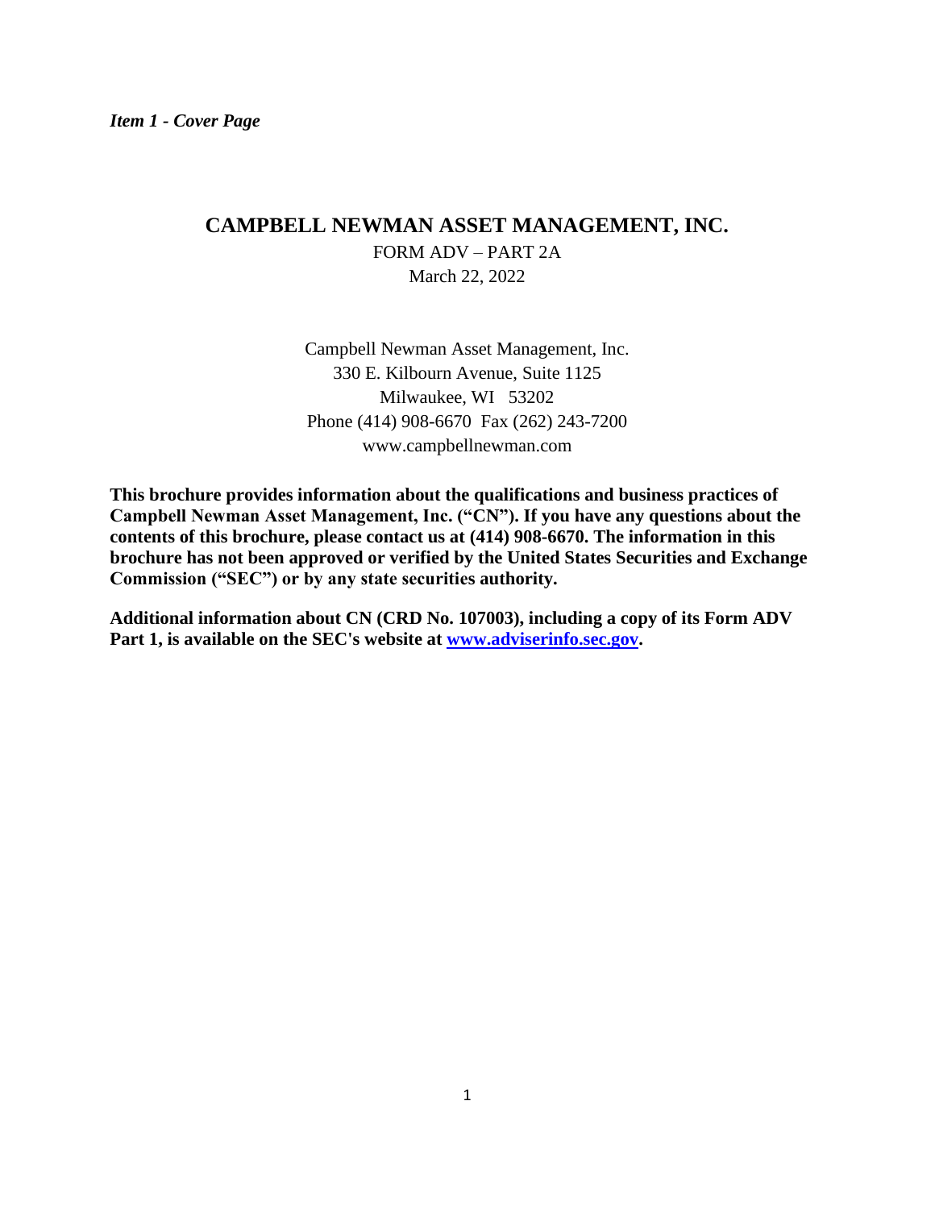*Item 1 - Cover Page*

# CAMPBELL NEWMAN ASSET MANAGEMENT, INC.

FORM ADV – PART 2A
March 22, 2022

Campbell Newman Asset Management, Inc.
330 E. Kilbourn Avenue, Suite 1125
Milwaukee, WI 53202
Phone (414) 908-6670 Fax (262) 243-7200
www.campbellnewman.com

**This brochure provides information about the qualifications and business practices of Campbell Newman Asset Management, Inc. ("CN"). If you have any questions about the contents of this brochure, please contact us at (414) 908-6670. The information in this brochure has not been approved or verified by the United States Securities and Exchange Commission ("SEC") or by any state securities authority.**

**Additional information about CN (CRD No. 107003), including a copy of its Form ADV Part 1, is available on the SEC's website at [www.adviserinfo.sec.gov](http://www.adviserinfo.sec.gov).**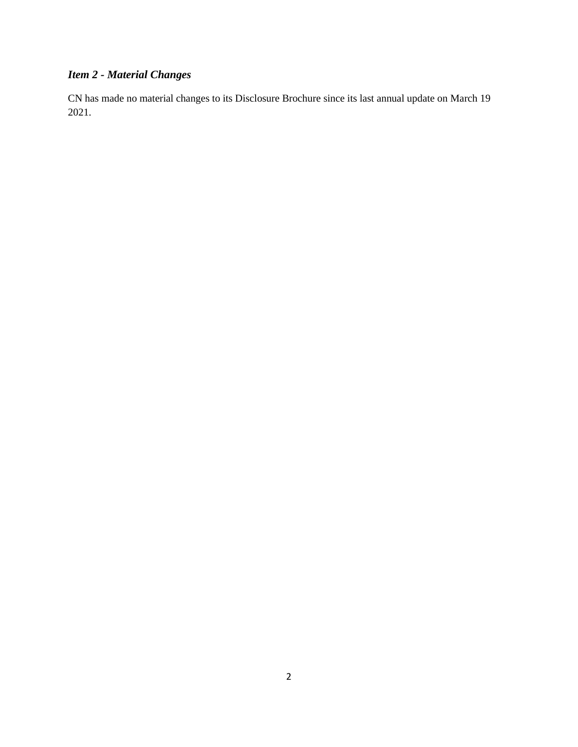### *Item 2 - Material Changes*

CN has made no material changes to its Disclosure Brochure since its last annual update on March 19 2021.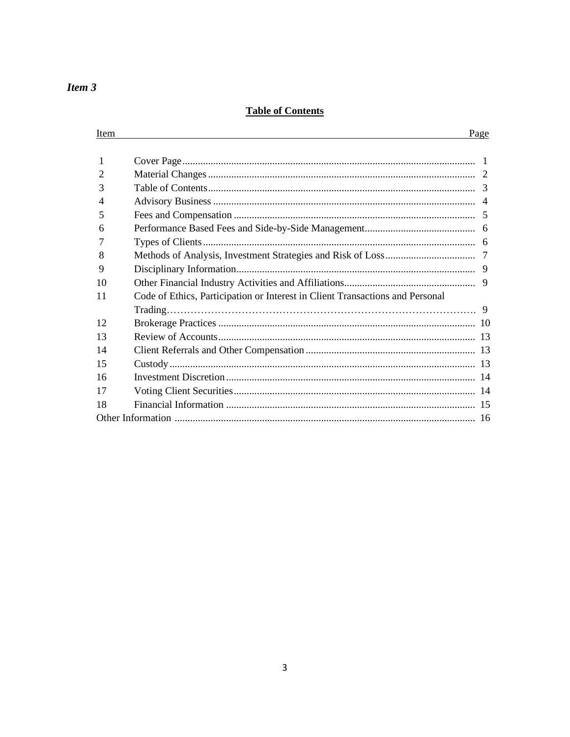*Item 3*

## Table of Contents

| Item | | Page |
|---|---|---|
| 1 | Cover Page | 1 |
| 2 | Material Changes | 2 |
| 3 | Table of Contents | 3 |
| 4 | Advisory Business | 4 |
| 5 | Fees and Compensation | 5 |
| 6 | Performance Based Fees and Side-by-Side Management | 6 |
| 7 | Types of Clients | 6 |
| 8 | Methods of Analysis, Investment Strategies and Risk of Loss | 7 |
| 9 | Disciplinary Information | 9 |
| 10 | Other Financial Industry Activities and Affiliations | 9 |
| 11 | Code of Ethics, Participation or Interest in Client Transactions and Personal Trading | 9 |
| 12 | Brokerage Practices | 10 |
| 13 | Review of Accounts | 13 |
| 14 | Client Referrals and Other Compensation | 13 |
| 15 | Custody | 13 |
| 16 | Investment Discretion | 14 |
| 17 | Voting Client Securities | 14 |
| 18 | Financial Information | 15 |
| Other Information | | 16 |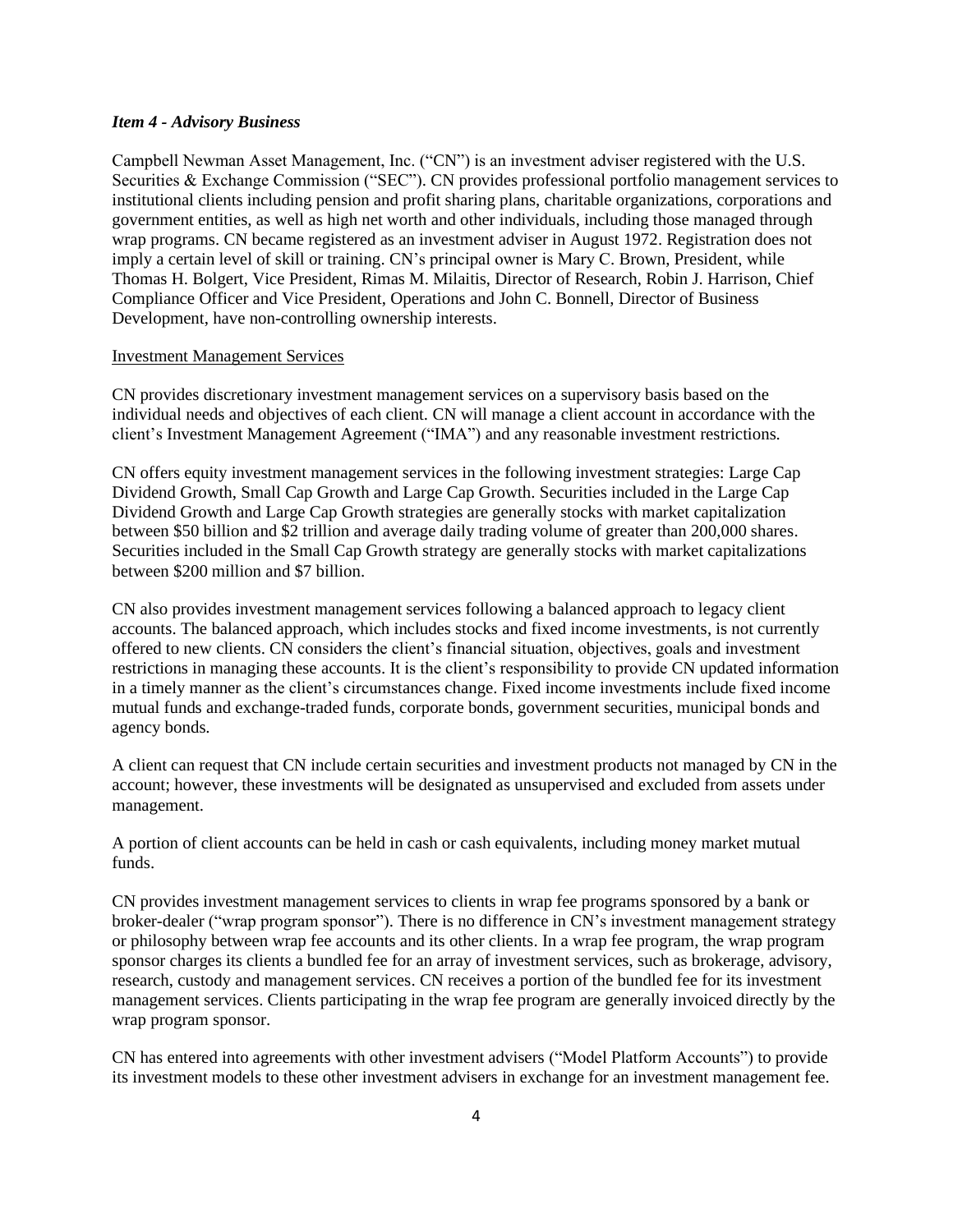### *Item 4 - Advisory Business*

Campbell Newman Asset Management, Inc. ("CN") is an investment adviser registered with the U.S. Securities & Exchange Commission ("SEC"). CN provides professional portfolio management services to institutional clients including pension and profit sharing plans, charitable organizations, corporations and government entities, as well as high net worth and other individuals, including those managed through wrap programs. CN became registered as an investment adviser in August 1972. Registration does not imply a certain level of skill or training. CN's principal owner is Mary C. Brown, President, while Thomas H. Bolgert, Vice President, Rimas M. Milaitis, Director of Research, Robin J. Harrison, Chief Compliance Officer and Vice President, Operations and John C. Bonnell, Director of Business Development, have non-controlling ownership interests.

Investment Management Services

CN provides discretionary investment management services on a supervisory basis based on the individual needs and objectives of each client. CN will manage a client account in accordance with the client's Investment Management Agreement ("IMA") and any reasonable investment restrictions.

CN offers equity investment management services in the following investment strategies: Large Cap Dividend Growth, Small Cap Growth and Large Cap Growth. Securities included in the Large Cap Dividend Growth and Large Cap Growth strategies are generally stocks with market capitalization between $50 billion and $2 trillion and average daily trading volume of greater than 200,000 shares. Securities included in the Small Cap Growth strategy are generally stocks with market capitalizations between $200 million and $7 billion.

CN also provides investment management services following a balanced approach to legacy client accounts. The balanced approach, which includes stocks and fixed income investments, is not currently offered to new clients. CN considers the client's financial situation, objectives, goals and investment restrictions in managing these accounts. It is the client's responsibility to provide CN updated information in a timely manner as the client's circumstances change. Fixed income investments include fixed income mutual funds and exchange-traded funds, corporate bonds, government securities, municipal bonds and agency bonds.

A client can request that CN include certain securities and investment products not managed by CN in the account; however, these investments will be designated as unsupervised and excluded from assets under management.

A portion of client accounts can be held in cash or cash equivalents, including money market mutual funds.

CN provides investment management services to clients in wrap fee programs sponsored by a bank or broker-dealer ("wrap program sponsor"). There is no difference in CN's investment management strategy or philosophy between wrap fee accounts and its other clients. In a wrap fee program, the wrap program sponsor charges its clients a bundled fee for an array of investment services, such as brokerage, advisory, research, custody and management services. CN receives a portion of the bundled fee for its investment management services. Clients participating in the wrap fee program are generally invoiced directly by the wrap program sponsor.

CN has entered into agreements with other investment advisers ("Model Platform Accounts") to provide its investment models to these other investment advisers in exchange for an investment management fee.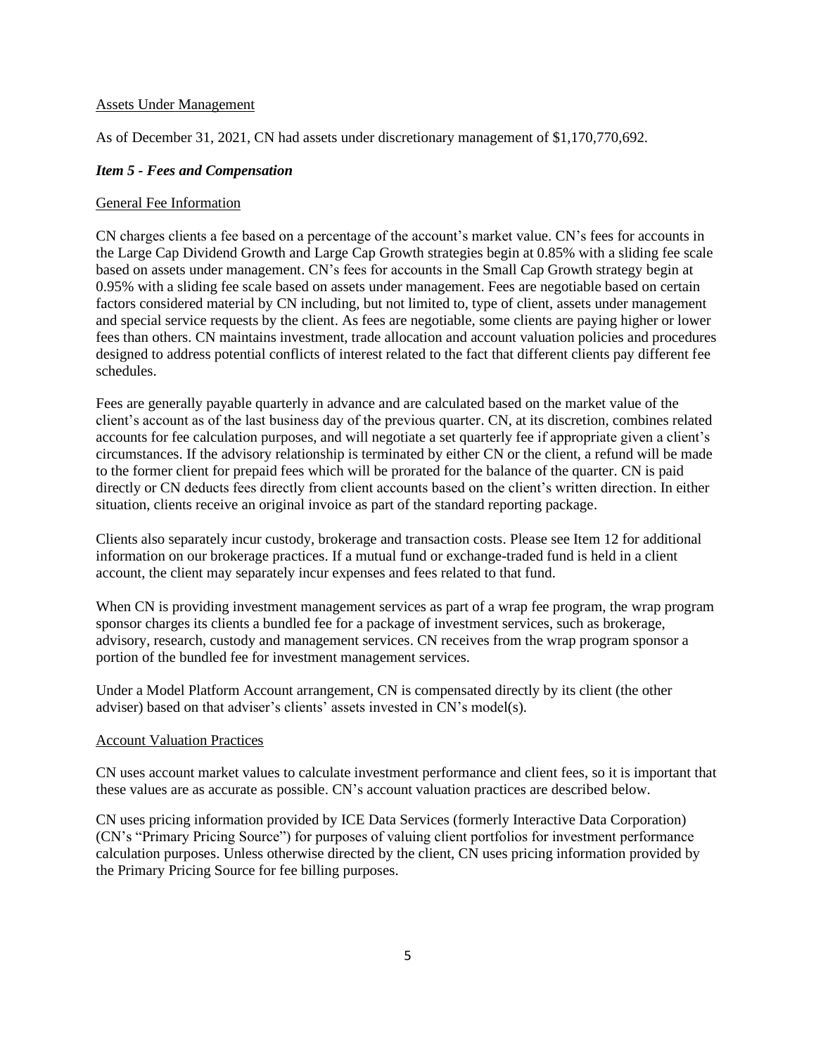Assets Under Management

As of December 31, 2021, CN had assets under discretionary management of $1,170,770,692.

### *Item 5 - Fees and Compensation*

General Fee Information

CN charges clients a fee based on a percentage of the account's market value. CN's fees for accounts in the Large Cap Dividend Growth and Large Cap Growth strategies begin at 0.85% with a sliding fee scale based on assets under management. CN's fees for accounts in the Small Cap Growth strategy begin at 0.95% with a sliding fee scale based on assets under management. Fees are negotiable based on certain factors considered material by CN including, but not limited to, type of client, assets under management and special service requests by the client. As fees are negotiable, some clients are paying higher or lower fees than others. CN maintains investment, trade allocation and account valuation policies and procedures designed to address potential conflicts of interest related to the fact that different clients pay different fee schedules.

Fees are generally payable quarterly in advance and are calculated based on the market value of the client's account as of the last business day of the previous quarter. CN, at its discretion, combines related accounts for fee calculation purposes, and will negotiate a set quarterly fee if appropriate given a client's circumstances. If the advisory relationship is terminated by either CN or the client, a refund will be made to the former client for prepaid fees which will be prorated for the balance of the quarter. CN is paid directly or CN deducts fees directly from client accounts based on the client's written direction. In either situation, clients receive an original invoice as part of the standard reporting package.

Clients also separately incur custody, brokerage and transaction costs. Please see Item 12 for additional information on our brokerage practices. If a mutual fund or exchange-traded fund is held in a client account, the client may separately incur expenses and fees related to that fund.

When CN is providing investment management services as part of a wrap fee program, the wrap program sponsor charges its clients a bundled fee for a package of investment services, such as brokerage, advisory, research, custody and management services. CN receives from the wrap program sponsor a portion of the bundled fee for investment management services.

Under a Model Platform Account arrangement, CN is compensated directly by its client (the other adviser) based on that adviser's clients' assets invested in CN's model(s).

Account Valuation Practices

CN uses account market values to calculate investment performance and client fees, so it is important that these values are as accurate as possible. CN's account valuation practices are described below.

CN uses pricing information provided by ICE Data Services (formerly Interactive Data Corporation) (CN's "Primary Pricing Source") for purposes of valuing client portfolios for investment performance calculation purposes. Unless otherwise directed by the client, CN uses pricing information provided by the Primary Pricing Source for fee billing purposes.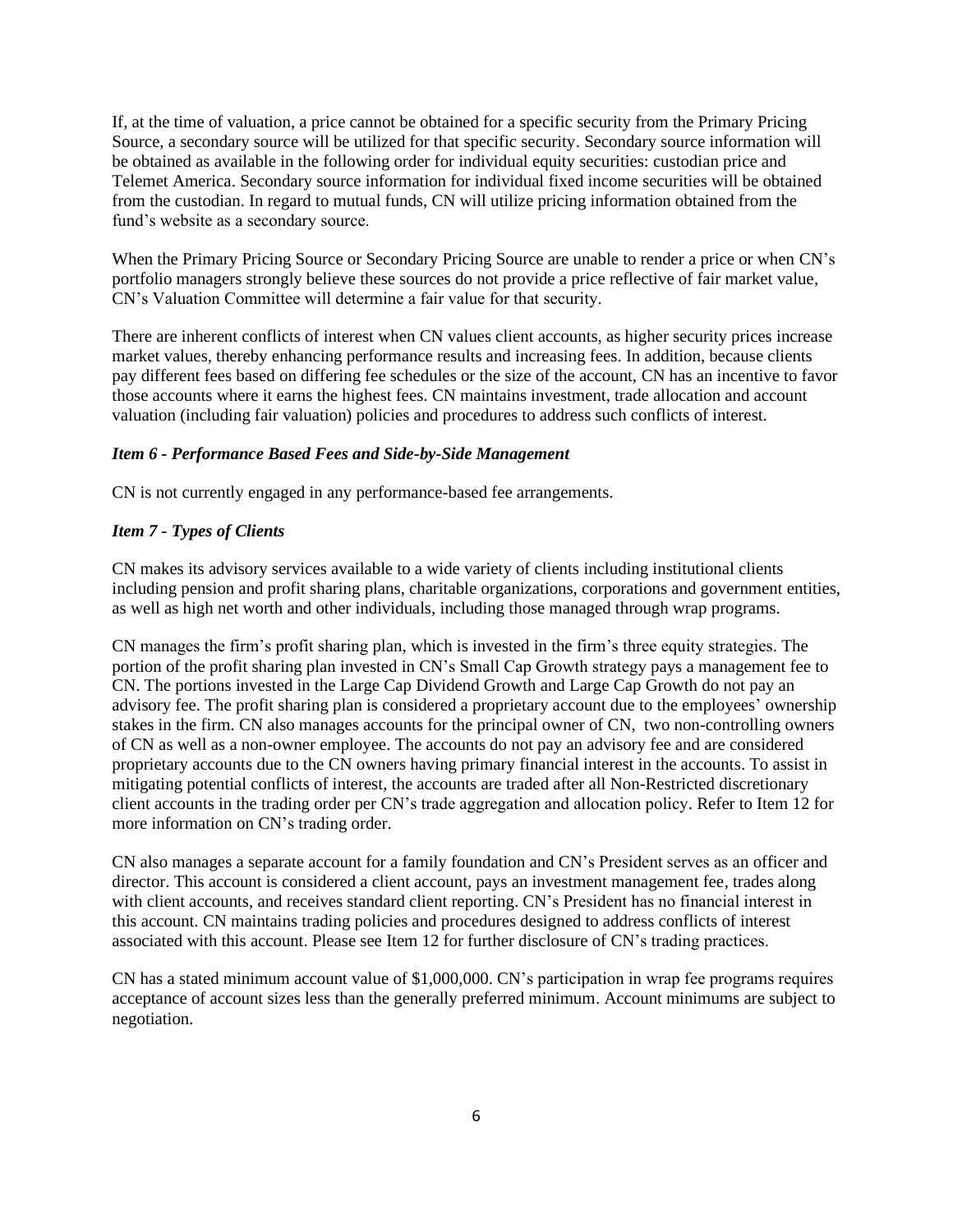If, at the time of valuation, a price cannot be obtained for a specific security from the Primary Pricing Source, a secondary source will be utilized for that specific security. Secondary source information will be obtained as available in the following order for individual equity securities: custodian price and Telemet America. Secondary source information for individual fixed income securities will be obtained from the custodian. In regard to mutual funds, CN will utilize pricing information obtained from the fund's website as a secondary source.

When the Primary Pricing Source or Secondary Pricing Source are unable to render a price or when CN's portfolio managers strongly believe these sources do not provide a price reflective of fair market value, CN's Valuation Committee will determine a fair value for that security.

There are inherent conflicts of interest when CN values client accounts, as higher security prices increase market values, thereby enhancing performance results and increasing fees. In addition, because clients pay different fees based on differing fee schedules or the size of the account, CN has an incentive to favor those accounts where it earns the highest fees. CN maintains investment, trade allocation and account valuation (including fair valuation) policies and procedures to address such conflicts of interest.

### *Item 6 - Performance Based Fees and Side-by-Side Management*

CN is not currently engaged in any performance-based fee arrangements.

### *Item 7 - Types of Clients*

CN makes its advisory services available to a wide variety of clients including institutional clients including pension and profit sharing plans, charitable organizations, corporations and government entities, as well as high net worth and other individuals, including those managed through wrap programs.

CN manages the firm's profit sharing plan, which is invested in the firm's three equity strategies. The portion of the profit sharing plan invested in CN's Small Cap Growth strategy pays a management fee to CN. The portions invested in the Large Cap Dividend Growth and Large Cap Growth do not pay an advisory fee. The profit sharing plan is considered a proprietary account due to the employees' ownership stakes in the firm. CN also manages accounts for the principal owner of CN, two non-controlling owners of CN as well as a non-owner employee. The accounts do not pay an advisory fee and are considered proprietary accounts due to the CN owners having primary financial interest in the accounts. To assist in mitigating potential conflicts of interest, the accounts are traded after all Non-Restricted discretionary client accounts in the trading order per CN's trade aggregation and allocation policy. Refer to Item 12 for more information on CN's trading order.

CN also manages a separate account for a family foundation and CN's President serves as an officer and director. This account is considered a client account, pays an investment management fee, trades along with client accounts, and receives standard client reporting. CN's President has no financial interest in this account. CN maintains trading policies and procedures designed to address conflicts of interest associated with this account. Please see Item 12 for further disclosure of CN's trading practices.

CN has a stated minimum account value of $1,000,000. CN's participation in wrap fee programs requires acceptance of account sizes less than the generally preferred minimum. Account minimums are subject to negotiation.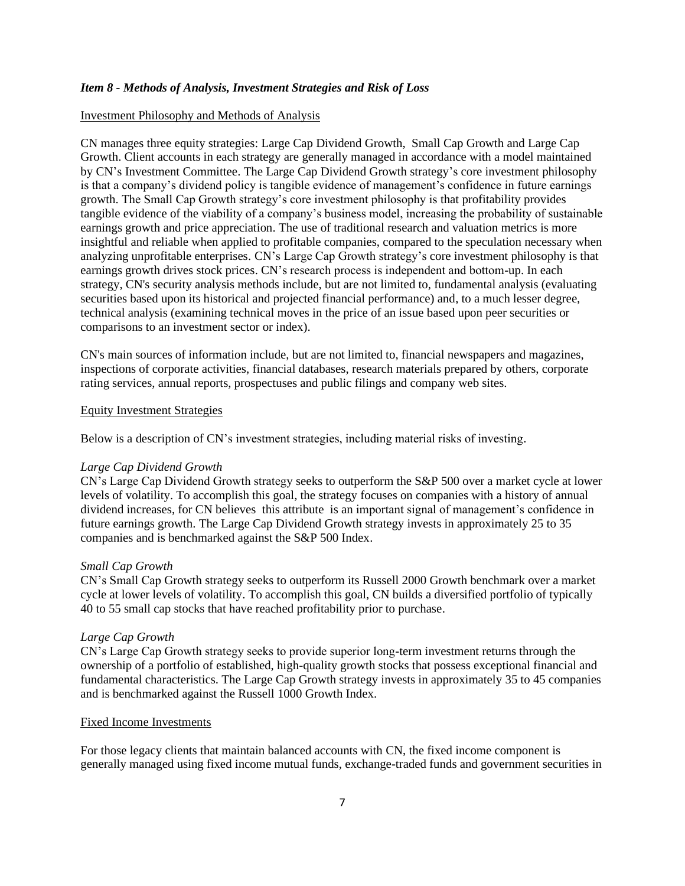### *Item 8 - Methods of Analysis, Investment Strategies and Risk of Loss*

Investment Philosophy and Methods of Analysis

CN manages three equity strategies: Large Cap Dividend Growth, Small Cap Growth and Large Cap Growth. Client accounts in each strategy are generally managed in accordance with a model maintained by CN's Investment Committee. The Large Cap Dividend Growth strategy's core investment philosophy is that a company's dividend policy is tangible evidence of management's confidence in future earnings growth. The Small Cap Growth strategy's core investment philosophy is that profitability provides tangible evidence of the viability of a company's business model, increasing the probability of sustainable earnings growth and price appreciation. The use of traditional research and valuation metrics is more insightful and reliable when applied to profitable companies, compared to the speculation necessary when analyzing unprofitable enterprises. CN's Large Cap Growth strategy's core investment philosophy is that earnings growth drives stock prices. CN's research process is independent and bottom-up. In each strategy, CN's security analysis methods include, but are not limited to, fundamental analysis (evaluating securities based upon its historical and projected financial performance) and, to a much lesser degree, technical analysis (examining technical moves in the price of an issue based upon peer securities or comparisons to an investment sector or index).

CN's main sources of information include, but are not limited to, financial newspapers and magazines, inspections of corporate activities, financial databases, research materials prepared by others, corporate rating services, annual reports, prospectuses and public filings and company web sites.

Equity Investment Strategies

Below is a description of CN's investment strategies, including material risks of investing.

*Large Cap Dividend Growth*

CN's Large Cap Dividend Growth strategy seeks to outperform the S&P 500 over a market cycle at lower levels of volatility. To accomplish this goal, the strategy focuses on companies with a history of annual dividend increases, for CN believes this attribute is an important signal of management's confidence in future earnings growth. The Large Cap Dividend Growth strategy invests in approximately 25 to 35 companies and is benchmarked against the S&P 500 Index.

*Small Cap Growth*

CN's Small Cap Growth strategy seeks to outperform its Russell 2000 Growth benchmark over a market cycle at lower levels of volatility. To accomplish this goal, CN builds a diversified portfolio of typically 40 to 55 small cap stocks that have reached profitability prior to purchase.

*Large Cap Growth*

CN's Large Cap Growth strategy seeks to provide superior long-term investment returns through the ownership of a portfolio of established, high-quality growth stocks that possess exceptional financial and fundamental characteristics. The Large Cap Growth strategy invests in approximately 35 to 45 companies and is benchmarked against the Russell 1000 Growth Index.

Fixed Income Investments

For those legacy clients that maintain balanced accounts with CN, the fixed income component is generally managed using fixed income mutual funds, exchange-traded funds and government securities in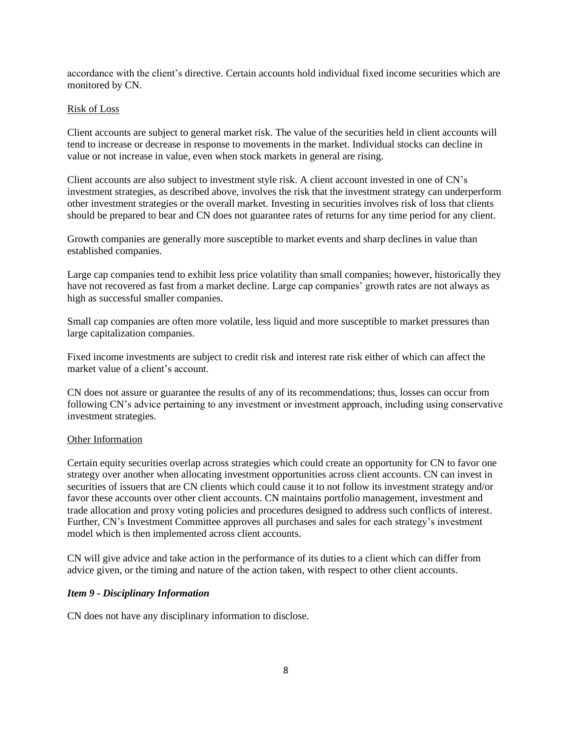accordance with the client's directive. Certain accounts hold individual fixed income securities which are monitored by CN.

Risk of Loss

Client accounts are subject to general market risk. The value of the securities held in client accounts will tend to increase or decrease in response to movements in the market. Individual stocks can decline in value or not increase in value, even when stock markets in general are rising.

Client accounts are also subject to investment style risk. A client account invested in one of CN's investment strategies, as described above, involves the risk that the investment strategy can underperform other investment strategies or the overall market. Investing in securities involves risk of loss that clients should be prepared to bear and CN does not guarantee rates of returns for any time period for any client.

Growth companies are generally more susceptible to market events and sharp declines in value than established companies.

Large cap companies tend to exhibit less price volatility than small companies; however, historically they have not recovered as fast from a market decline. Large cap companies' growth rates are not always as high as successful smaller companies.

Small cap companies are often more volatile, less liquid and more susceptible to market pressures than large capitalization companies.

Fixed income investments are subject to credit risk and interest rate risk either of which can affect the market value of a client's account.

CN does not assure or guarantee the results of any of its recommendations; thus, losses can occur from following CN's advice pertaining to any investment or investment approach, including using conservative investment strategies.

Other Information

Certain equity securities overlap across strategies which could create an opportunity for CN to favor one strategy over another when allocating investment opportunities across client accounts. CN can invest in securities of issuers that are CN clients which could cause it to not follow its investment strategy and/or favor these accounts over other client accounts. CN maintains portfolio management, investment and trade allocation and proxy voting policies and procedures designed to address such conflicts of interest. Further, CN's Investment Committee approves all purchases and sales for each strategy's investment model which is then implemented across client accounts.

CN will give advice and take action in the performance of its duties to a client which can differ from advice given, or the timing and nature of the action taken, with respect to other client accounts.

### *Item 9 - Disciplinary Information*

CN does not have any disciplinary information to disclose.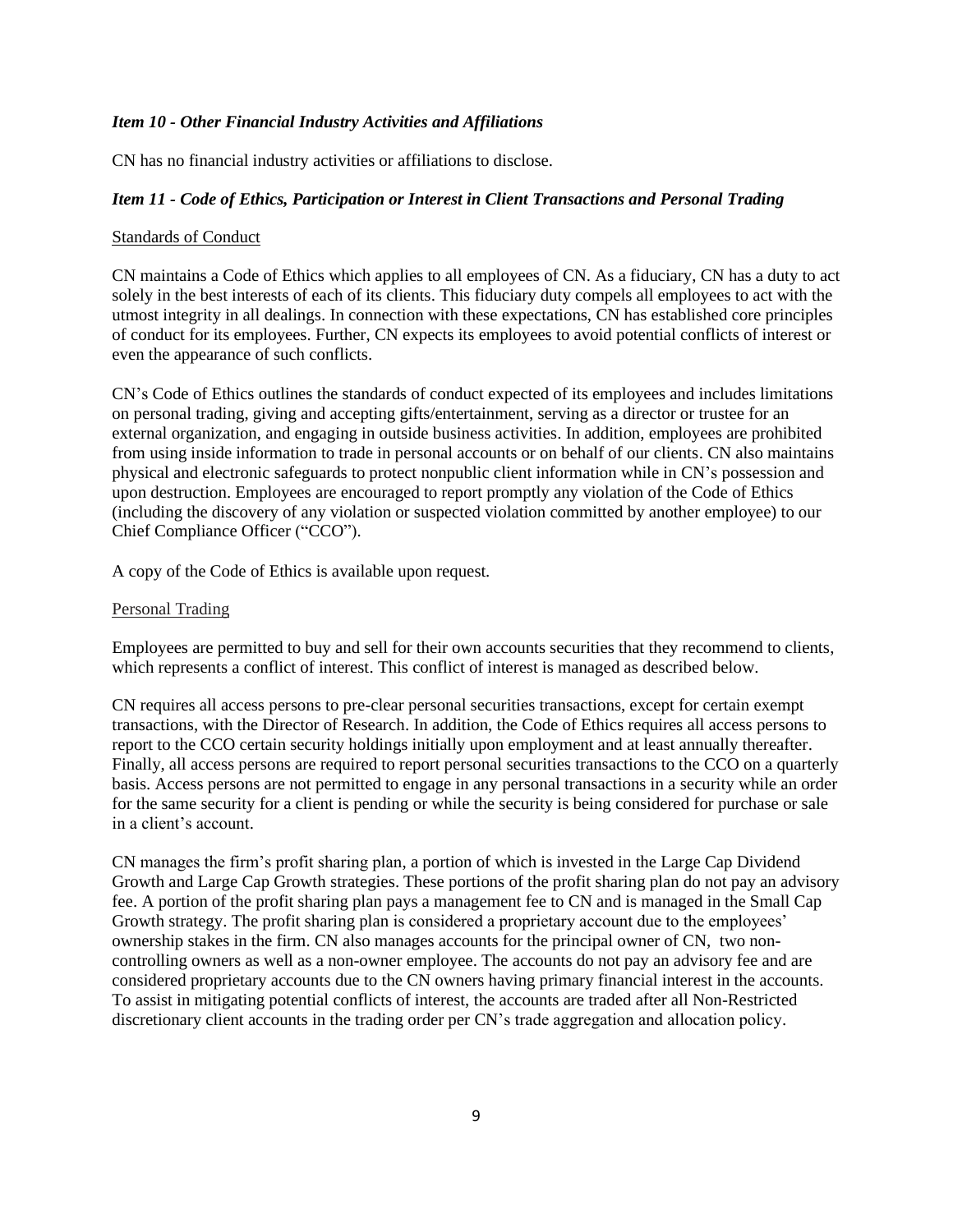### *Item 10 - Other Financial Industry Activities and Affiliations*

CN has no financial industry activities or affiliations to disclose.

### *Item 11 - Code of Ethics, Participation or Interest in Client Transactions and Personal Trading*

Standards of Conduct

CN maintains a Code of Ethics which applies to all employees of CN. As a fiduciary, CN has a duty to act solely in the best interests of each of its clients. This fiduciary duty compels all employees to act with the utmost integrity in all dealings. In connection with these expectations, CN has established core principles of conduct for its employees. Further, CN expects its employees to avoid potential conflicts of interest or even the appearance of such conflicts.

CN's Code of Ethics outlines the standards of conduct expected of its employees and includes limitations on personal trading, giving and accepting gifts/entertainment, serving as a director or trustee for an external organization, and engaging in outside business activities. In addition, employees are prohibited from using inside information to trade in personal accounts or on behalf of our clients. CN also maintains physical and electronic safeguards to protect nonpublic client information while in CN's possession and upon destruction. Employees are encouraged to report promptly any violation of the Code of Ethics (including the discovery of any violation or suspected violation committed by another employee) to our Chief Compliance Officer ("CCO").

A copy of the Code of Ethics is available upon request.

Personal Trading

Employees are permitted to buy and sell for their own accounts securities that they recommend to clients, which represents a conflict of interest. This conflict of interest is managed as described below.

CN requires all access persons to pre-clear personal securities transactions, except for certain exempt transactions, with the Director of Research. In addition, the Code of Ethics requires all access persons to report to the CCO certain security holdings initially upon employment and at least annually thereafter. Finally, all access persons are required to report personal securities transactions to the CCO on a quarterly basis. Access persons are not permitted to engage in any personal transactions in a security while an order for the same security for a client is pending or while the security is being considered for purchase or sale in a client's account.

CN manages the firm's profit sharing plan, a portion of which is invested in the Large Cap Dividend Growth and Large Cap Growth strategies. These portions of the profit sharing plan do not pay an advisory fee. A portion of the profit sharing plan pays a management fee to CN and is managed in the Small Cap Growth strategy. The profit sharing plan is considered a proprietary account due to the employees' ownership stakes in the firm. CN also manages accounts for the principal owner of CN, two non-controlling owners as well as a non-owner employee. The accounts do not pay an advisory fee and are considered proprietary accounts due to the CN owners having primary financial interest in the accounts. To assist in mitigating potential conflicts of interest, the accounts are traded after all Non-Restricted discretionary client accounts in the trading order per CN's trade aggregation and allocation policy.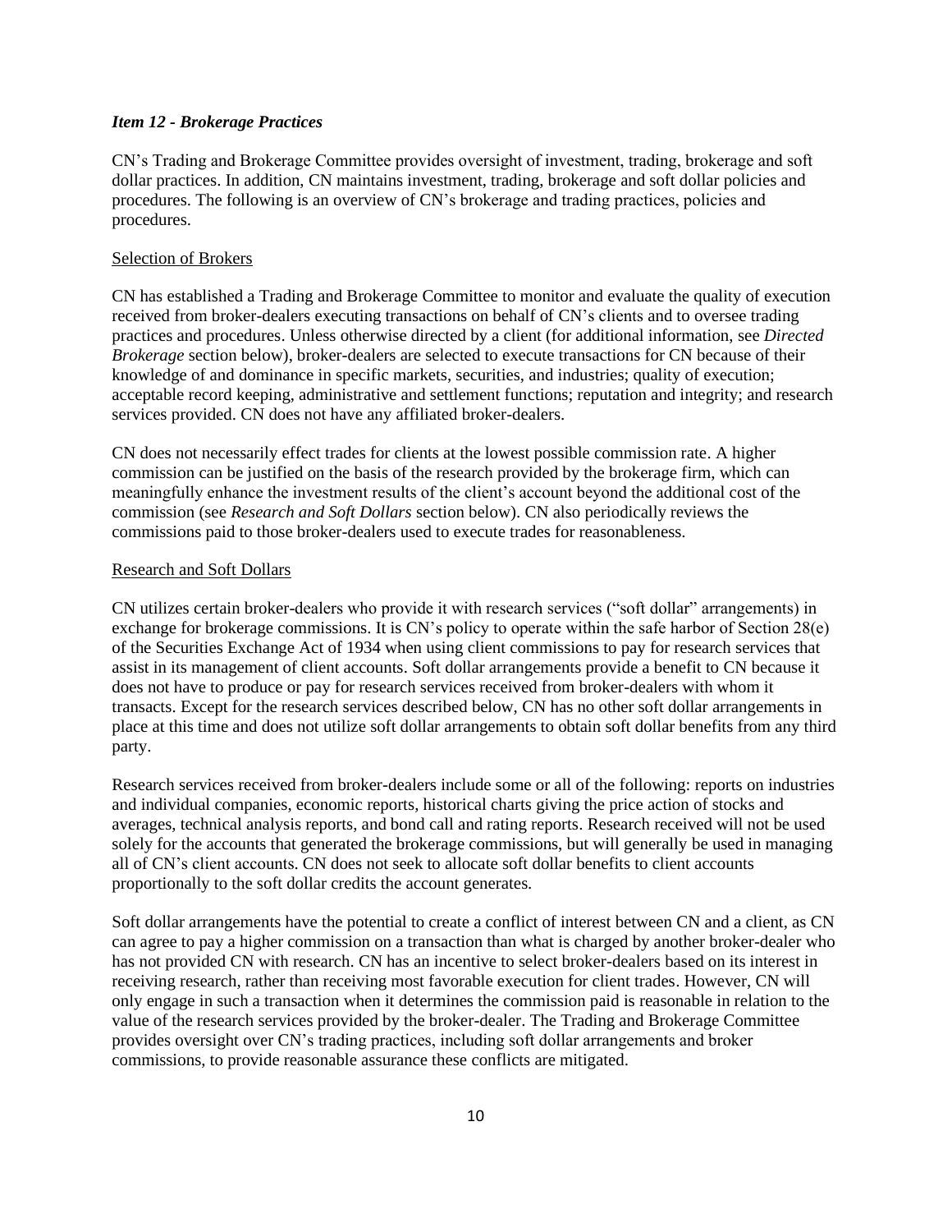### *Item 12 - Brokerage Practices*

CN's Trading and Brokerage Committee provides oversight of investment, trading, brokerage and soft dollar practices. In addition, CN maintains investment, trading, brokerage and soft dollar policies and procedures. The following is an overview of CN's brokerage and trading practices, policies and procedures.

<u>Selection of Brokers</u>

CN has established a Trading and Brokerage Committee to monitor and evaluate the quality of execution received from broker-dealers executing transactions on behalf of CN's clients and to oversee trading practices and procedures. Unless otherwise directed by a client (for additional information, see *Directed Brokerage* section below), broker-dealers are selected to execute transactions for CN because of their knowledge of and dominance in specific markets, securities, and industries; quality of execution; acceptable record keeping, administrative and settlement functions; reputation and integrity; and research services provided. CN does not have any affiliated broker-dealers.

CN does not necessarily effect trades for clients at the lowest possible commission rate. A higher commission can be justified on the basis of the research provided by the brokerage firm, which can meaningfully enhance the investment results of the client's account beyond the additional cost of the commission (see *Research and Soft Dollars* section below). CN also periodically reviews the commissions paid to those broker-dealers used to execute trades for reasonableness.

<u>Research and Soft Dollars</u>

CN utilizes certain broker-dealers who provide it with research services ("soft dollar" arrangements) in exchange for brokerage commissions. It is CN's policy to operate within the safe harbor of Section 28(e) of the Securities Exchange Act of 1934 when using client commissions to pay for research services that assist in its management of client accounts. Soft dollar arrangements provide a benefit to CN because it does not have to produce or pay for research services received from broker-dealers with whom it transacts. Except for the research services described below, CN has no other soft dollar arrangements in place at this time and does not utilize soft dollar arrangements to obtain soft dollar benefits from any third party.

Research services received from broker-dealers include some or all of the following: reports on industries and individual companies, economic reports, historical charts giving the price action of stocks and averages, technical analysis reports, and bond call and rating reports. Research received will not be used solely for the accounts that generated the brokerage commissions, but will generally be used in managing all of CN's client accounts. CN does not seek to allocate soft dollar benefits to client accounts proportionally to the soft dollar credits the account generates.

Soft dollar arrangements have the potential to create a conflict of interest between CN and a client, as CN can agree to pay a higher commission on a transaction than what is charged by another broker-dealer who has not provided CN with research. CN has an incentive to select broker-dealers based on its interest in receiving research, rather than receiving most favorable execution for client trades. However, CN will only engage in such a transaction when it determines the commission paid is reasonable in relation to the value of the research services provided by the broker-dealer. The Trading and Brokerage Committee provides oversight over CN's trading practices, including soft dollar arrangements and broker commissions, to provide reasonable assurance these conflicts are mitigated.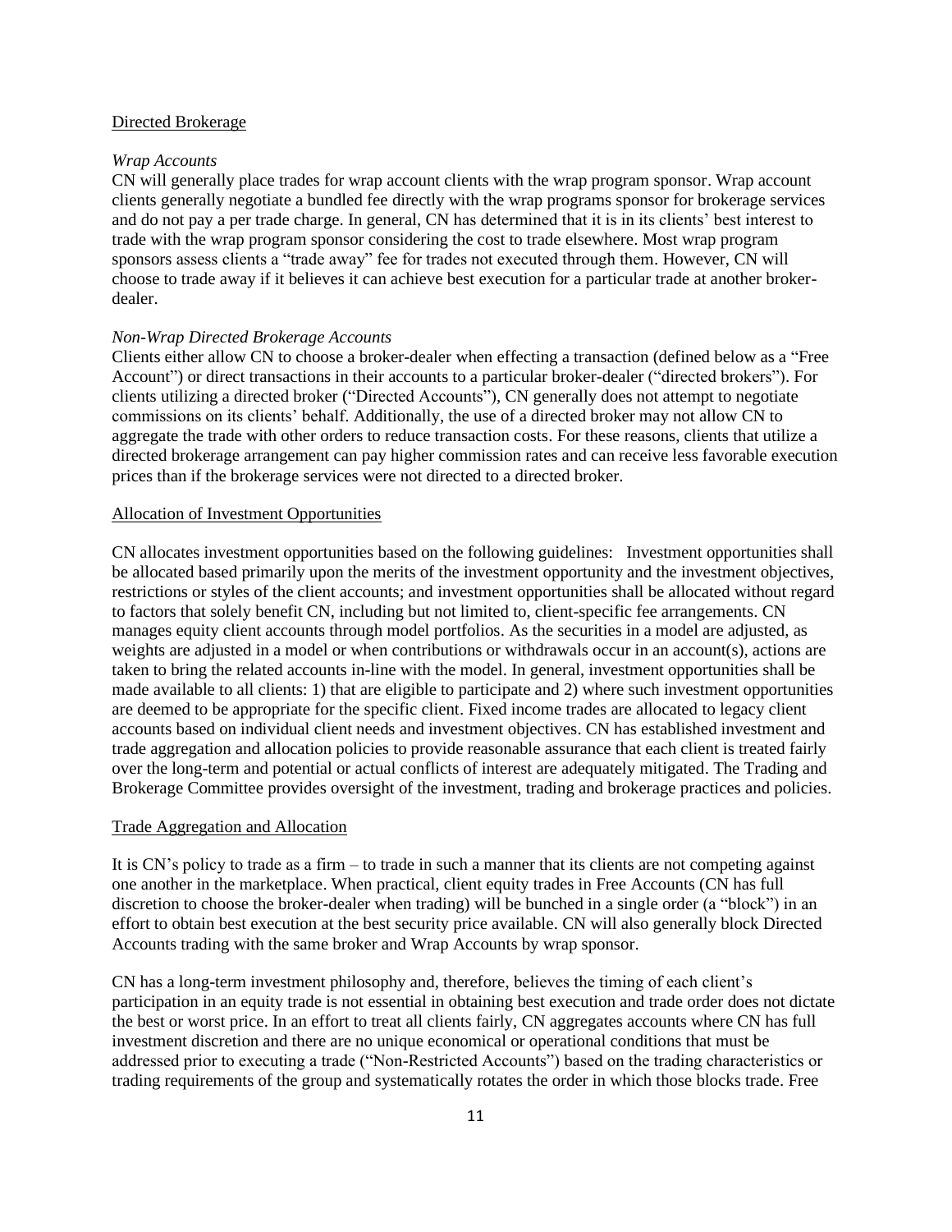## Directed Brokerage

### *Wrap Accounts*

CN will generally place trades for wrap account clients with the wrap program sponsor. Wrap account clients generally negotiate a bundled fee directly with the wrap programs sponsor for brokerage services and do not pay a per trade charge. In general, CN has determined that it is in its clients' best interest to trade with the wrap program sponsor considering the cost to trade elsewhere. Most wrap program sponsors assess clients a "trade away" fee for trades not executed through them. However, CN will choose to trade away if it believes it can achieve best execution for a particular trade at another broker-dealer.

### *Non-Wrap Directed Brokerage Accounts*

Clients either allow CN to choose a broker-dealer when effecting a transaction (defined below as a "Free Account") or direct transactions in their accounts to a particular broker-dealer ("directed brokers"). For clients utilizing a directed broker ("Directed Accounts"), CN generally does not attempt to negotiate commissions on its clients' behalf. Additionally, the use of a directed broker may not allow CN to aggregate the trade with other orders to reduce transaction costs. For these reasons, clients that utilize a directed brokerage arrangement can pay higher commission rates and can receive less favorable execution prices than if the brokerage services were not directed to a directed broker.

## Allocation of Investment Opportunities

CN allocates investment opportunities based on the following guidelines: Investment opportunities shall be allocated based primarily upon the merits of the investment opportunity and the investment objectives, restrictions or styles of the client accounts; and investment opportunities shall be allocated without regard to factors that solely benefit CN, including but not limited to, client-specific fee arrangements. CN manages equity client accounts through model portfolios. As the securities in a model are adjusted, as weights are adjusted in a model or when contributions or withdrawals occur in an account(s), actions are taken to bring the related accounts in-line with the model. In general, investment opportunities shall be made available to all clients: 1) that are eligible to participate and 2) where such investment opportunities are deemed to be appropriate for the specific client. Fixed income trades are allocated to legacy client accounts based on individual client needs and investment objectives. CN has established investment and trade aggregation and allocation policies to provide reasonable assurance that each client is treated fairly over the long-term and potential or actual conflicts of interest are adequately mitigated. The Trading and Brokerage Committee provides oversight of the investment, trading and brokerage practices and policies.

## Trade Aggregation and Allocation

It is CN's policy to trade as a firm – to trade in such a manner that its clients are not competing against one another in the marketplace. When practical, client equity trades in Free Accounts (CN has full discretion to choose the broker-dealer when trading) will be bunched in a single order (a "block") in an effort to obtain best execution at the best security price available. CN will also generally block Directed Accounts trading with the same broker and Wrap Accounts by wrap sponsor.

CN has a long-term investment philosophy and, therefore, believes the timing of each client's participation in an equity trade is not essential in obtaining best execution and trade order does not dictate the best or worst price. In an effort to treat all clients fairly, CN aggregates accounts where CN has full investment discretion and there are no unique economical or operational conditions that must be addressed prior to executing a trade ("Non-Restricted Accounts") based on the trading characteristics or trading requirements of the group and systematically rotates the order in which those blocks trade. Free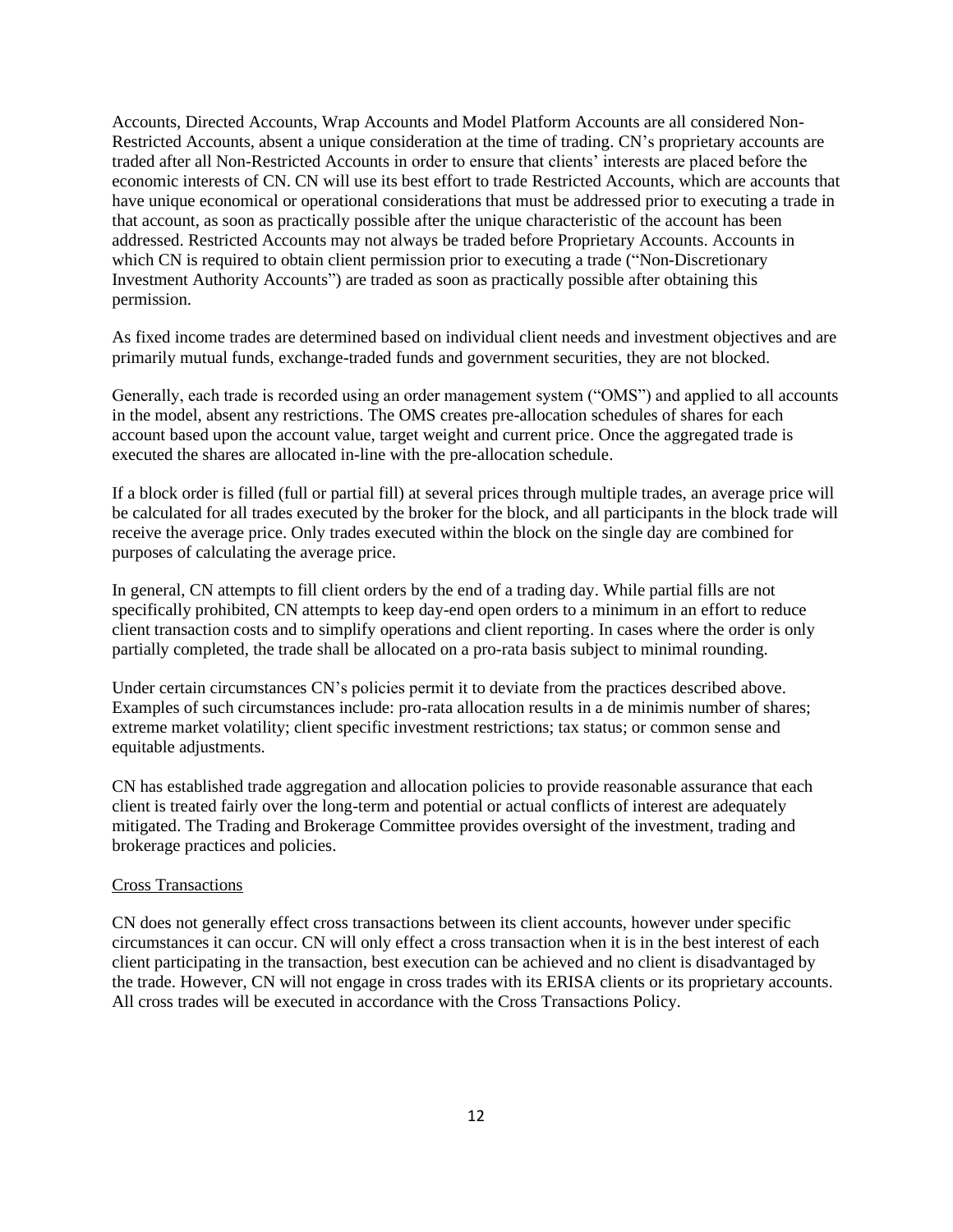Accounts, Directed Accounts, Wrap Accounts and Model Platform Accounts are all considered Non-Restricted Accounts, absent a unique consideration at the time of trading. CN's proprietary accounts are traded after all Non-Restricted Accounts in order to ensure that clients' interests are placed before the economic interests of CN. CN will use its best effort to trade Restricted Accounts, which are accounts that have unique economical or operational considerations that must be addressed prior to executing a trade in that account, as soon as practically possible after the unique characteristic of the account has been addressed. Restricted Accounts may not always be traded before Proprietary Accounts. Accounts in which CN is required to obtain client permission prior to executing a trade ("Non-Discretionary Investment Authority Accounts") are traded as soon as practically possible after obtaining this permission.

As fixed income trades are determined based on individual client needs and investment objectives and are primarily mutual funds, exchange-traded funds and government securities, they are not blocked.

Generally, each trade is recorded using an order management system ("OMS") and applied to all accounts in the model, absent any restrictions. The OMS creates pre-allocation schedules of shares for each account based upon the account value, target weight and current price. Once the aggregated trade is executed the shares are allocated in-line with the pre-allocation schedule.

If a block order is filled (full or partial fill) at several prices through multiple trades, an average price will be calculated for all trades executed by the broker for the block, and all participants in the block trade will receive the average price. Only trades executed within the block on the single day are combined for purposes of calculating the average price.

In general, CN attempts to fill client orders by the end of a trading day. While partial fills are not specifically prohibited, CN attempts to keep day-end open orders to a minimum in an effort to reduce client transaction costs and to simplify operations and client reporting. In cases where the order is only partially completed, the trade shall be allocated on a pro-rata basis subject to minimal rounding.

Under certain circumstances CN's policies permit it to deviate from the practices described above. Examples of such circumstances include: pro-rata allocation results in a de minimis number of shares; extreme market volatility; client specific investment restrictions; tax status; or common sense and equitable adjustments.

CN has established trade aggregation and allocation policies to provide reasonable assurance that each client is treated fairly over the long-term and potential or actual conflicts of interest are adequately mitigated. The Trading and Brokerage Committee provides oversight of the investment, trading and brokerage practices and policies.

Cross Transactions

CN does not generally effect cross transactions between its client accounts, however under specific circumstances it can occur. CN will only effect a cross transaction when it is in the best interest of each client participating in the transaction, best execution can be achieved and no client is disadvantaged by the trade. However, CN will not engage in cross trades with its ERISA clients or its proprietary accounts. All cross trades will be executed in accordance with the Cross Transactions Policy.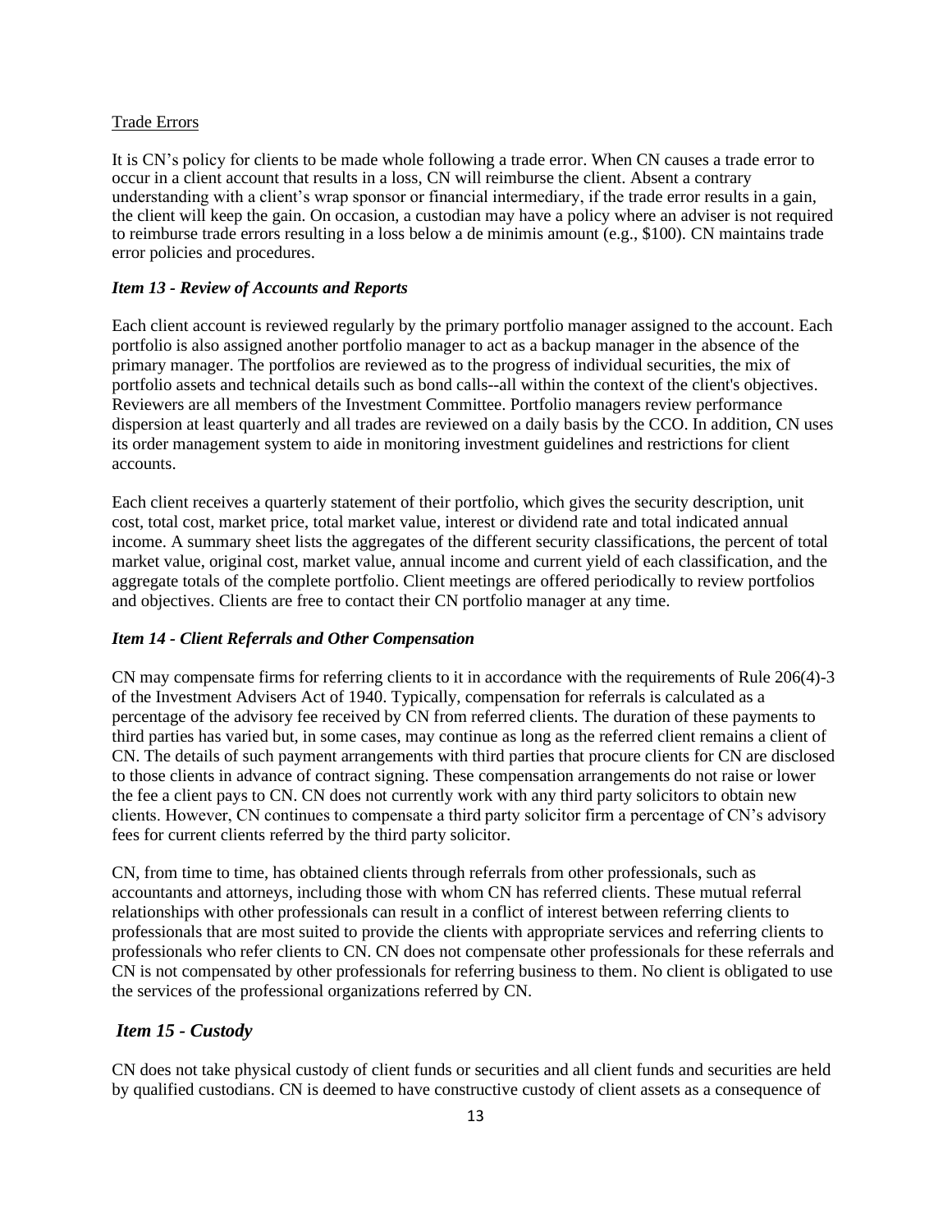Trade Errors

It is CN's policy for clients to be made whole following a trade error. When CN causes a trade error to occur in a client account that results in a loss, CN will reimburse the client. Absent a contrary understanding with a client's wrap sponsor or financial intermediary, if the trade error results in a gain, the client will keep the gain. On occasion, a custodian may have a policy where an adviser is not required to reimburse trade errors resulting in a loss below a de minimis amount (e.g., $100). CN maintains trade error policies and procedures.

### *Item 13 - Review of Accounts and Reports*

Each client account is reviewed regularly by the primary portfolio manager assigned to the account. Each portfolio is also assigned another portfolio manager to act as a backup manager in the absence of the primary manager. The portfolios are reviewed as to the progress of individual securities, the mix of portfolio assets and technical details such as bond calls--all within the context of the client's objectives. Reviewers are all members of the Investment Committee. Portfolio managers review performance dispersion at least quarterly and all trades are reviewed on a daily basis by the CCO. In addition, CN uses its order management system to aide in monitoring investment guidelines and restrictions for client accounts.

Each client receives a quarterly statement of their portfolio, which gives the security description, unit cost, total cost, market price, total market value, interest or dividend rate and total indicated annual income. A summary sheet lists the aggregates of the different security classifications, the percent of total market value, original cost, market value, annual income and current yield of each classification, and the aggregate totals of the complete portfolio. Client meetings are offered periodically to review portfolios and objectives. Clients are free to contact their CN portfolio manager at any time.

### *Item 14 - Client Referrals and Other Compensation*

CN may compensate firms for referring clients to it in accordance with the requirements of Rule 206(4)-3 of the Investment Advisers Act of 1940. Typically, compensation for referrals is calculated as a percentage of the advisory fee received by CN from referred clients. The duration of these payments to third parties has varied but, in some cases, may continue as long as the referred client remains a client of CN. The details of such payment arrangements with third parties that procure clients for CN are disclosed to those clients in advance of contract signing. These compensation arrangements do not raise or lower the fee a client pays to CN. CN does not currently work with any third party solicitors to obtain new clients. However, CN continues to compensate a third party solicitor firm a percentage of CN's advisory fees for current clients referred by the third party solicitor.

CN, from time to time, has obtained clients through referrals from other professionals, such as accountants and attorneys, including those with whom CN has referred clients. These mutual referral relationships with other professionals can result in a conflict of interest between referring clients to professionals that are most suited to provide the clients with appropriate services and referring clients to professionals who refer clients to CN. CN does not compensate other professionals for these referrals and CN is not compensated by other professionals for referring business to them. No client is obligated to use the services of the professional organizations referred by CN.

### *Item 15 - Custody*

CN does not take physical custody of client funds or securities and all client funds and securities are held by qualified custodians. CN is deemed to have constructive custody of client assets as a consequence of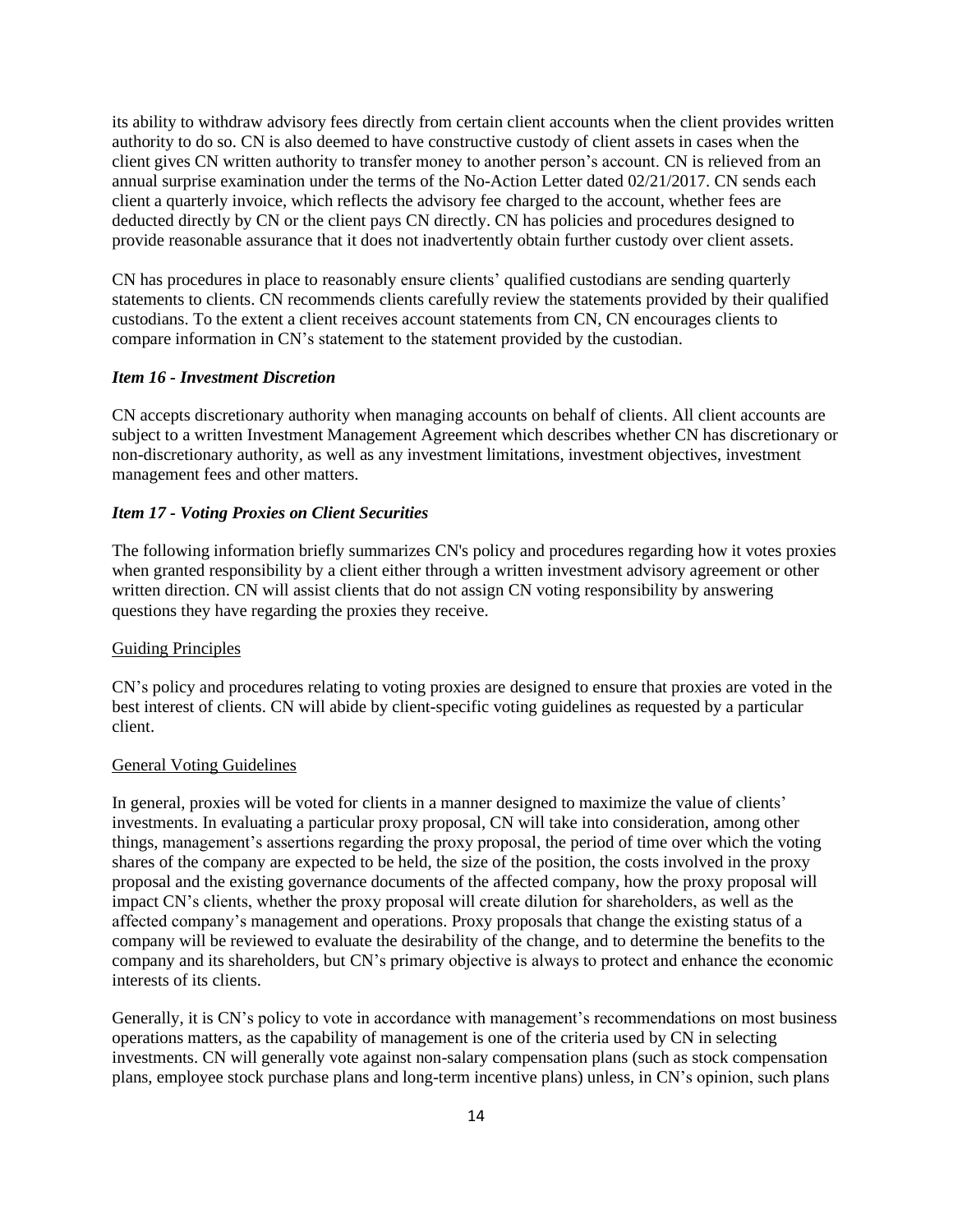its ability to withdraw advisory fees directly from certain client accounts when the client provides written authority to do so. CN is also deemed to have constructive custody of client assets in cases when the client gives CN written authority to transfer money to another person's account. CN is relieved from an annual surprise examination under the terms of the No-Action Letter dated 02/21/2017. CN sends each client a quarterly invoice, which reflects the advisory fee charged to the account, whether fees are deducted directly by CN or the client pays CN directly. CN has policies and procedures designed to provide reasonable assurance that it does not inadvertently obtain further custody over client assets.

CN has procedures in place to reasonably ensure clients' qualified custodians are sending quarterly statements to clients. CN recommends clients carefully review the statements provided by their qualified custodians. To the extent a client receives account statements from CN, CN encourages clients to compare information in CN's statement to the statement provided by the custodian.

### *Item 16 - Investment Discretion*

CN accepts discretionary authority when managing accounts on behalf of clients. All client accounts are subject to a written Investment Management Agreement which describes whether CN has discretionary or non-discretionary authority, as well as any investment limitations, investment objectives, investment management fees and other matters.

### *Item 17 - Voting Proxies on Client Securities*

The following information briefly summarizes CN's policy and procedures regarding how it votes proxies when granted responsibility by a client either through a written investment advisory agreement or other written direction. CN will assist clients that do not assign CN voting responsibility by answering questions they have regarding the proxies they receive.

<u>Guiding Principles</u>

CN's policy and procedures relating to voting proxies are designed to ensure that proxies are voted in the best interest of clients. CN will abide by client-specific voting guidelines as requested by a particular client.

<u>General Voting Guidelines</u>

In general, proxies will be voted for clients in a manner designed to maximize the value of clients' investments. In evaluating a particular proxy proposal, CN will take into consideration, among other things, management's assertions regarding the proxy proposal, the period of time over which the voting shares of the company are expected to be held, the size of the position, the costs involved in the proxy proposal and the existing governance documents of the affected company, how the proxy proposal will impact CN's clients, whether the proxy proposal will create dilution for shareholders, as well as the affected company's management and operations. Proxy proposals that change the existing status of a company will be reviewed to evaluate the desirability of the change, and to determine the benefits to the company and its shareholders, but CN's primary objective is always to protect and enhance the economic interests of its clients.

Generally, it is CN's policy to vote in accordance with management's recommendations on most business operations matters, as the capability of management is one of the criteria used by CN in selecting investments. CN will generally vote against non-salary compensation plans (such as stock compensation plans, employee stock purchase plans and long-term incentive plans) unless, in CN's opinion, such plans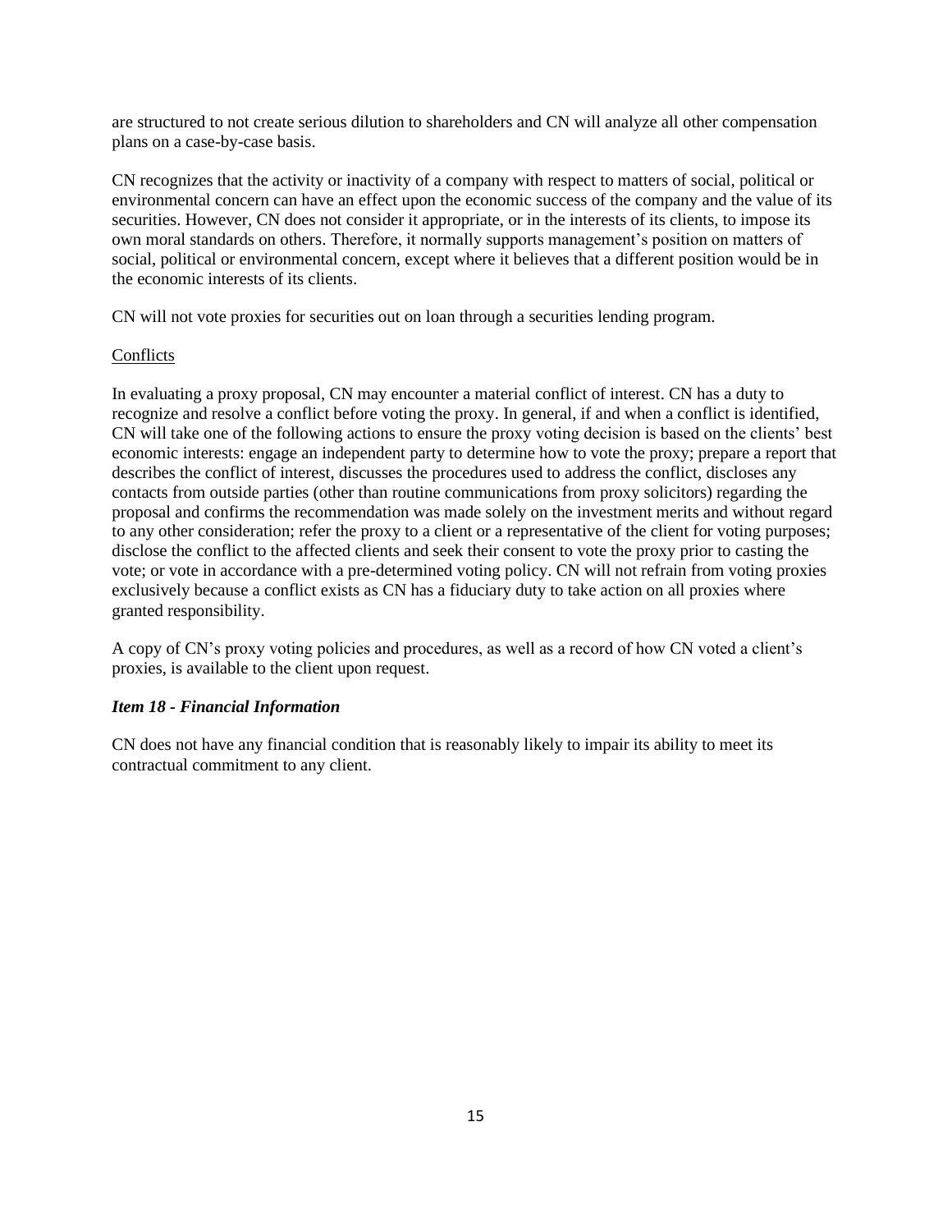are structured to not create serious dilution to shareholders and CN will analyze all other compensation plans on a case-by-case basis.

CN recognizes that the activity or inactivity of a company with respect to matters of social, political or environmental concern can have an effect upon the economic success of the company and the value of its securities. However, CN does not consider it appropriate, or in the interests of its clients, to impose its own moral standards on others. Therefore, it normally supports management's position on matters of social, political or environmental concern, except where it believes that a different position would be in the economic interests of its clients.

CN will not vote proxies for securities out on loan through a securities lending program.

Conflicts

In evaluating a proxy proposal, CN may encounter a material conflict of interest. CN has a duty to recognize and resolve a conflict before voting the proxy. In general, if and when a conflict is identified, CN will take one of the following actions to ensure the proxy voting decision is based on the clients' best economic interests: engage an independent party to determine how to vote the proxy; prepare a report that describes the conflict of interest, discusses the procedures used to address the conflict, discloses any contacts from outside parties (other than routine communications from proxy solicitors) regarding the proposal and confirms the recommendation was made solely on the investment merits and without regard to any other consideration; refer the proxy to a client or a representative of the client for voting purposes; disclose the conflict to the affected clients and seek their consent to vote the proxy prior to casting the vote; or vote in accordance with a pre-determined voting policy. CN will not refrain from voting proxies exclusively because a conflict exists as CN has a fiduciary duty to take action on all proxies where granted responsibility.

A copy of CN's proxy voting policies and procedures, as well as a record of how CN voted a client's proxies, is available to the client upon request.

### *Item 18 - Financial Information*

CN does not have any financial condition that is reasonably likely to impair its ability to meet its contractual commitment to any client.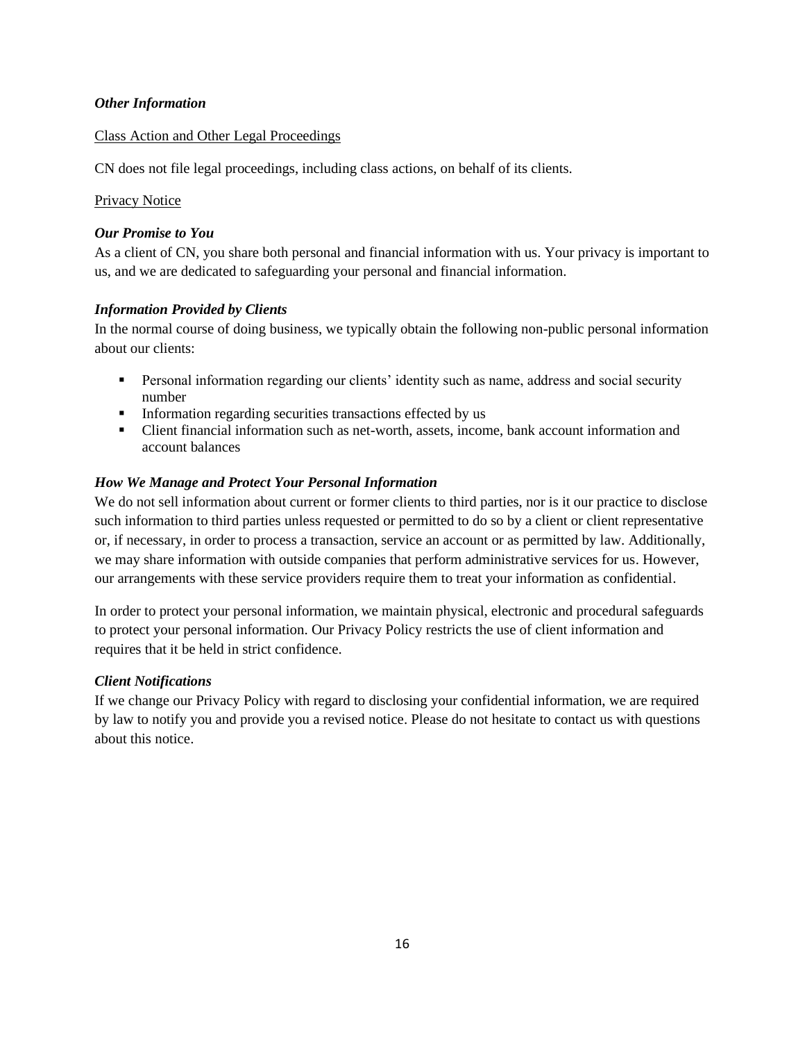***Other Information***

Class Action and Other Legal Proceedings

CN does not file legal proceedings, including class actions, on behalf of its clients.

Privacy Notice

***Our Promise to You***

As a client of CN, you share both personal and financial information with us. Your privacy is important to us, and we are dedicated to safeguarding your personal and financial information.

***Information Provided by Clients***

In the normal course of doing business, we typically obtain the following non-public personal information about our clients:

- Personal information regarding our clients' identity such as name, address and social security number
- Information regarding securities transactions effected by us
- Client financial information such as net-worth, assets, income, bank account information and account balances

***How We Manage and Protect Your Personal Information***

We do not sell information about current or former clients to third parties, nor is it our practice to disclose such information to third parties unless requested or permitted to do so by a client or client representative or, if necessary, in order to process a transaction, service an account or as permitted by law. Additionally, we may share information with outside companies that perform administrative services for us. However, our arrangements with these service providers require them to treat your information as confidential.

In order to protect your personal information, we maintain physical, electronic and procedural safeguards to protect your personal information. Our Privacy Policy restricts the use of client information and requires that it be held in strict confidence.

***Client Notifications***

If we change our Privacy Policy with regard to disclosing your confidential information, we are required by law to notify you and provide you a revised notice. Please do not hesitate to contact us with questions about this notice.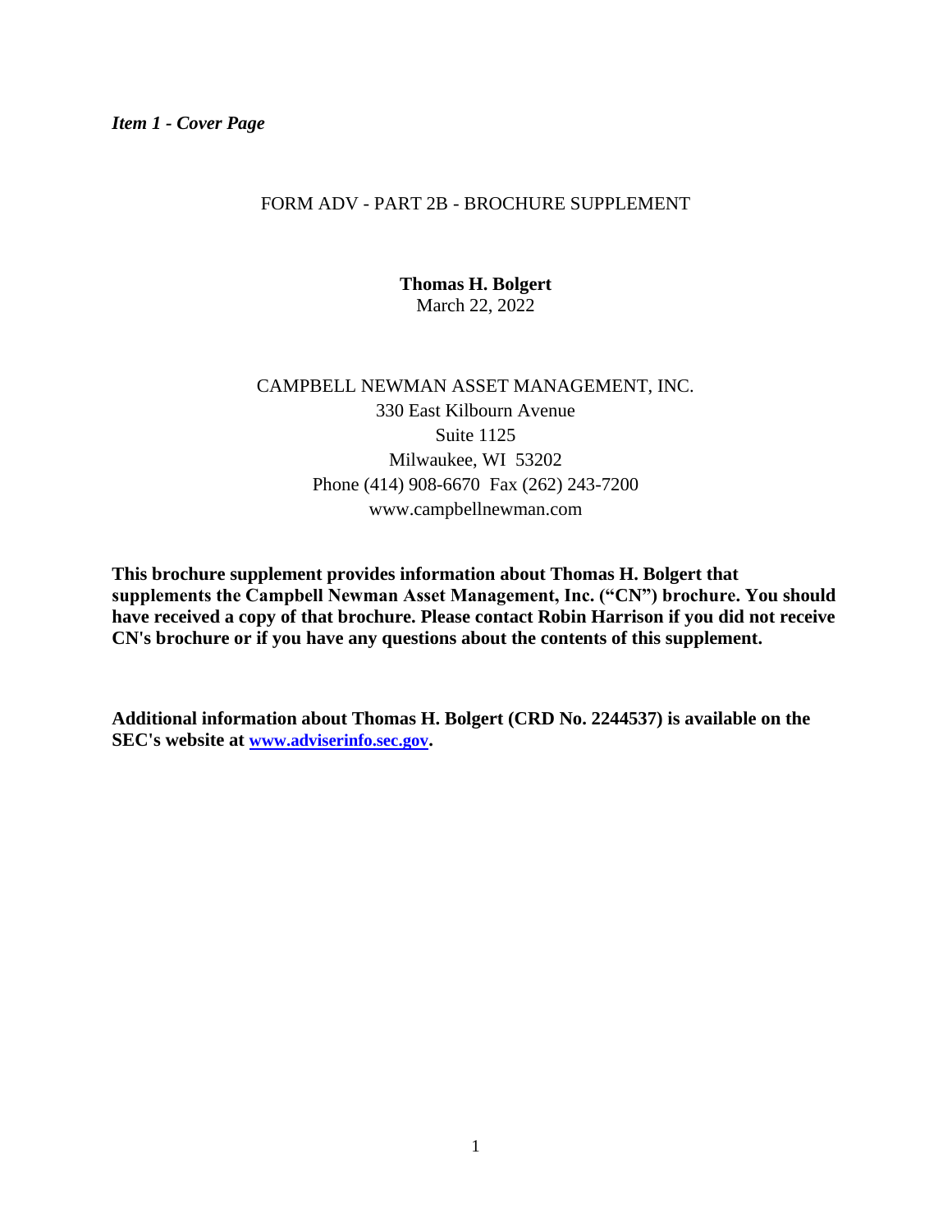*Item 1 - Cover Page*

FORM ADV - PART 2B - BROCHURE SUPPLEMENT

**Thomas H. Bolgert**
March 22, 2022

CAMPBELL NEWMAN ASSET MANAGEMENT, INC.
330 East Kilbourn Avenue
Suite 1125
Milwaukee, WI 53202
Phone (414) 908-6670 Fax (262) 243-7200
www.campbellnewman.com

**This brochure supplement provides information about Thomas H. Bolgert that supplements the Campbell Newman Asset Management, Inc. ("CN") brochure. You should have received a copy of that brochure. Please contact Robin Harrison if you did not receive CN's brochure or if you have any questions about the contents of this supplement.**

**Additional information about Thomas H. Bolgert (CRD No. 2244537) is available on the SEC's website at [www.adviserinfo.sec.gov](http://www.adviserinfo.sec.gov).**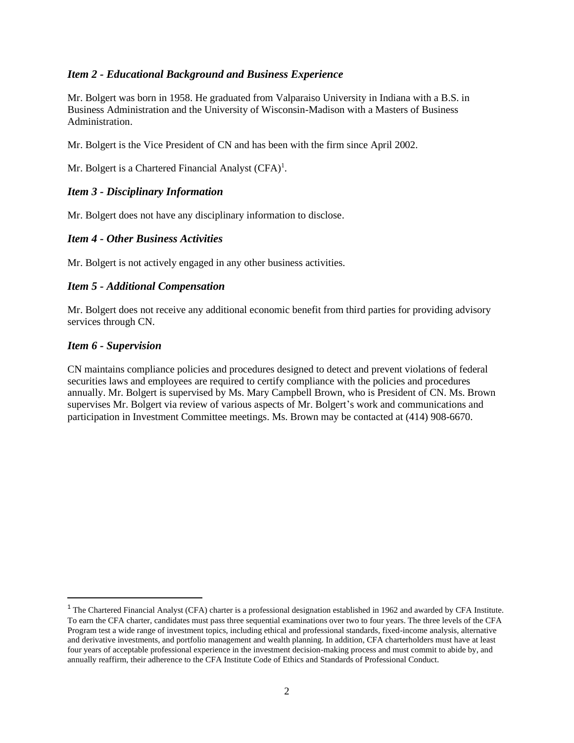### *Item 2 - Educational Background and Business Experience*

Mr. Bolgert was born in 1958. He graduated from Valparaiso University in Indiana with a B.S. in Business Administration and the University of Wisconsin-Madison with a Masters of Business Administration.

Mr. Bolgert is the Vice President of CN and has been with the firm since April 2002.

Mr. Bolgert is a Chartered Financial Analyst (CFA)[1].

### *Item 3 - Disciplinary Information*

Mr. Bolgert does not have any disciplinary information to disclose.

### *Item 4 - Other Business Activities*

Mr. Bolgert is not actively engaged in any other business activities.

### *Item 5 - Additional Compensation*

Mr. Bolgert does not receive any additional economic benefit from third parties for providing advisory services through CN.

### *Item 6 - Supervision*

CN maintains compliance policies and procedures designed to detect and prevent violations of federal securities laws and employees are required to certify compliance with the policies and procedures annually. Mr. Bolgert is supervised by Ms. Mary Campbell Brown, who is President of CN. Ms. Brown supervises Mr. Bolgert via review of various aspects of Mr. Bolgert's work and communications and participation in Investment Committee meetings. Ms. Brown may be contacted at (414) 908-6670.

---

[1] The Chartered Financial Analyst (CFA) charter is a professional designation established in 1962 and awarded by CFA Institute. To earn the CFA charter, candidates must pass three sequential examinations over two to four years. The three levels of the CFA Program test a wide range of investment topics, including ethical and professional standards, fixed-income analysis, alternative and derivative investments, and portfolio management and wealth planning. In addition, CFA charterholders must have at least four years of acceptable professional experience in the investment decision-making process and must commit to abide by, and annually reaffirm, their adherence to the CFA Institute Code of Ethics and Standards of Professional Conduct.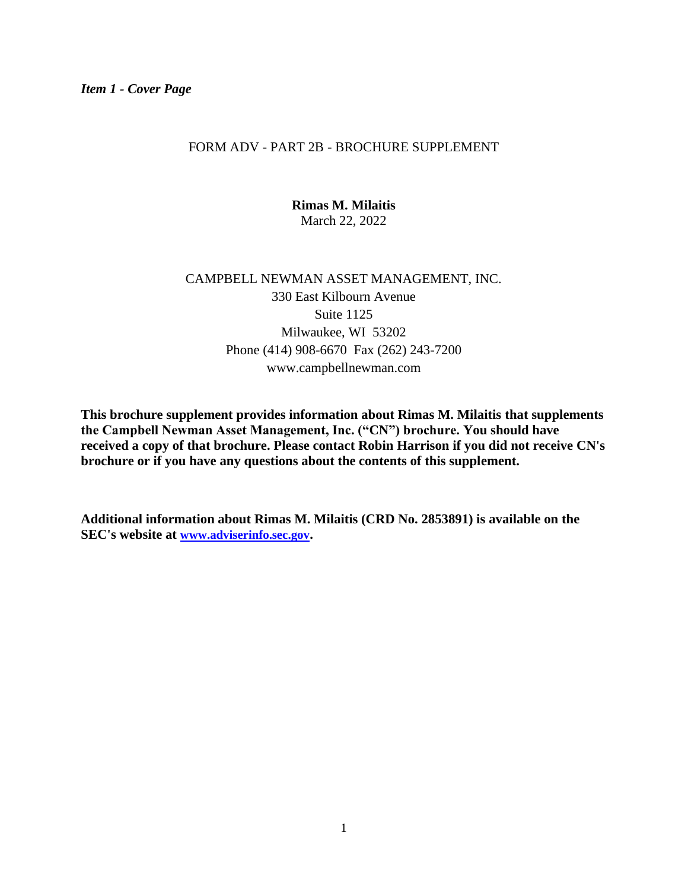*Item 1 - Cover Page*

FORM ADV - PART 2B - BROCHURE SUPPLEMENT

**Rimas M. Milaitis**
March 22, 2022

CAMPBELL NEWMAN ASSET MANAGEMENT, INC.
330 East Kilbourn Avenue
Suite 1125
Milwaukee, WI 53202
Phone (414) 908-6670 Fax (262) 243-7200
www.campbellnewman.com

**This brochure supplement provides information about Rimas M. Milaitis that supplements the Campbell Newman Asset Management, Inc. ("CN") brochure. You should have received a copy of that brochure. Please contact Robin Harrison if you did not receive CN's brochure or if you have any questions about the contents of this supplement.**

**Additional information about Rimas M. Milaitis (CRD No. 2853891) is available on the SEC's website at [www.adviserinfo.sec.gov](http://www.adviserinfo.sec.gov).**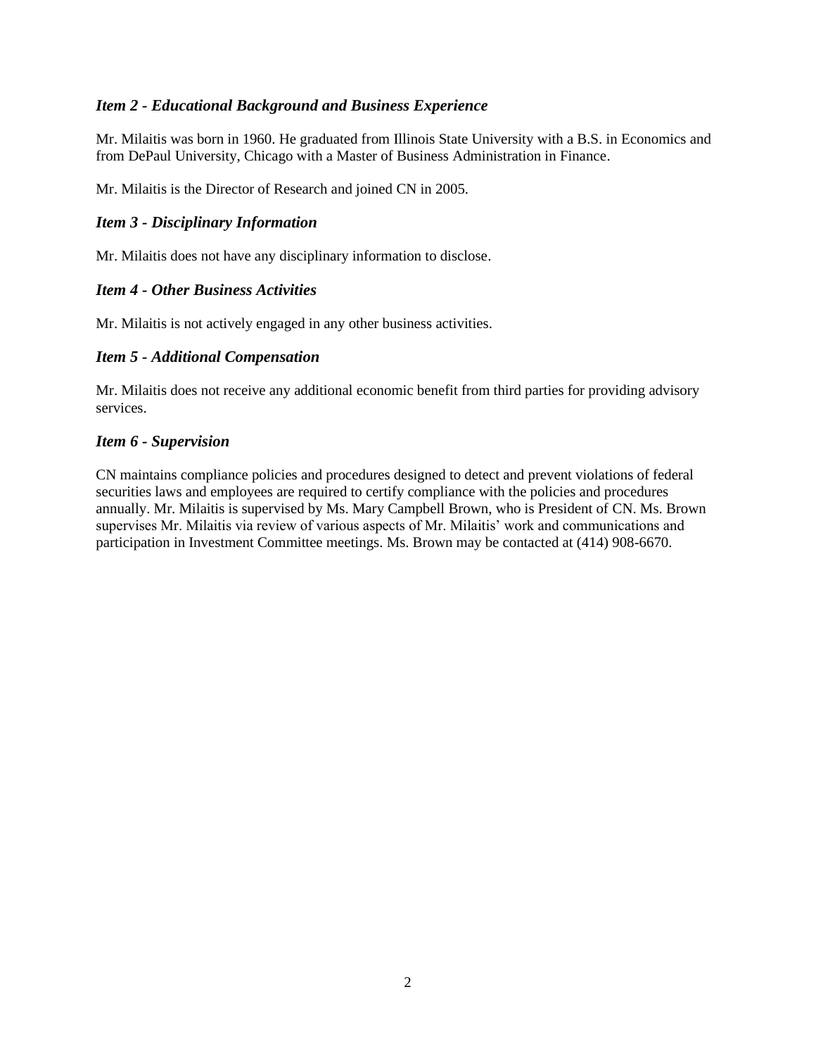### *Item 2 - Educational Background and Business Experience*

Mr. Milaitis was born in 1960. He graduated from Illinois State University with a B.S. in Economics and from DePaul University, Chicago with a Master of Business Administration in Finance.

Mr. Milaitis is the Director of Research and joined CN in 2005.

### *Item 3 - Disciplinary Information*

Mr. Milaitis does not have any disciplinary information to disclose.

### *Item 4 - Other Business Activities*

Mr. Milaitis is not actively engaged in any other business activities.

### *Item 5 - Additional Compensation*

Mr. Milaitis does not receive any additional economic benefit from third parties for providing advisory services.

### *Item 6 - Supervision*

CN maintains compliance policies and procedures designed to detect and prevent violations of federal securities laws and employees are required to certify compliance with the policies and procedures annually. Mr. Milaitis is supervised by Ms. Mary Campbell Brown, who is President of CN. Ms. Brown supervises Mr. Milaitis via review of various aspects of Mr. Milaitis' work and communications and participation in Investment Committee meetings. Ms. Brown may be contacted at (414) 908-6670.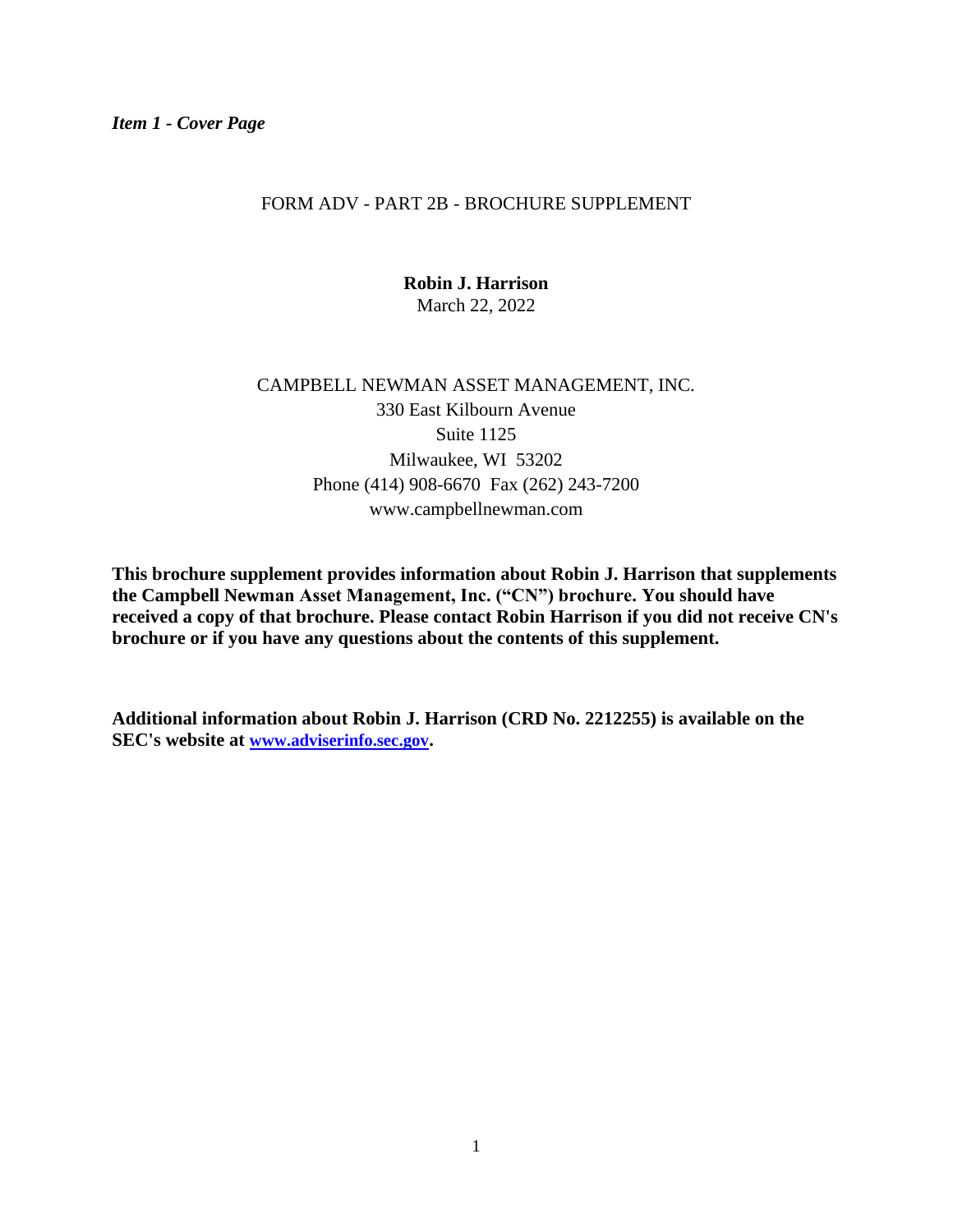*Item 1 - Cover Page*

FORM ADV - PART 2B - BROCHURE SUPPLEMENT

**Robin J. Harrison**
March 22, 2022

CAMPBELL NEWMAN ASSET MANAGEMENT, INC.
330 East Kilbourn Avenue
Suite 1125
Milwaukee, WI 53202
Phone (414) 908-6670 Fax (262) 243-7200
www.campbellnewman.com

**This brochure supplement provides information about Robin J. Harrison that supplements the Campbell Newman Asset Management, Inc. ("CN") brochure. You should have received a copy of that brochure. Please contact Robin Harrison if you did not receive CN's brochure or if you have any questions about the contents of this supplement.**

**Additional information about Robin J. Harrison (CRD No. 2212255) is available on the SEC's website at [www.adviserinfo.sec.gov](http://www.adviserinfo.sec.gov).**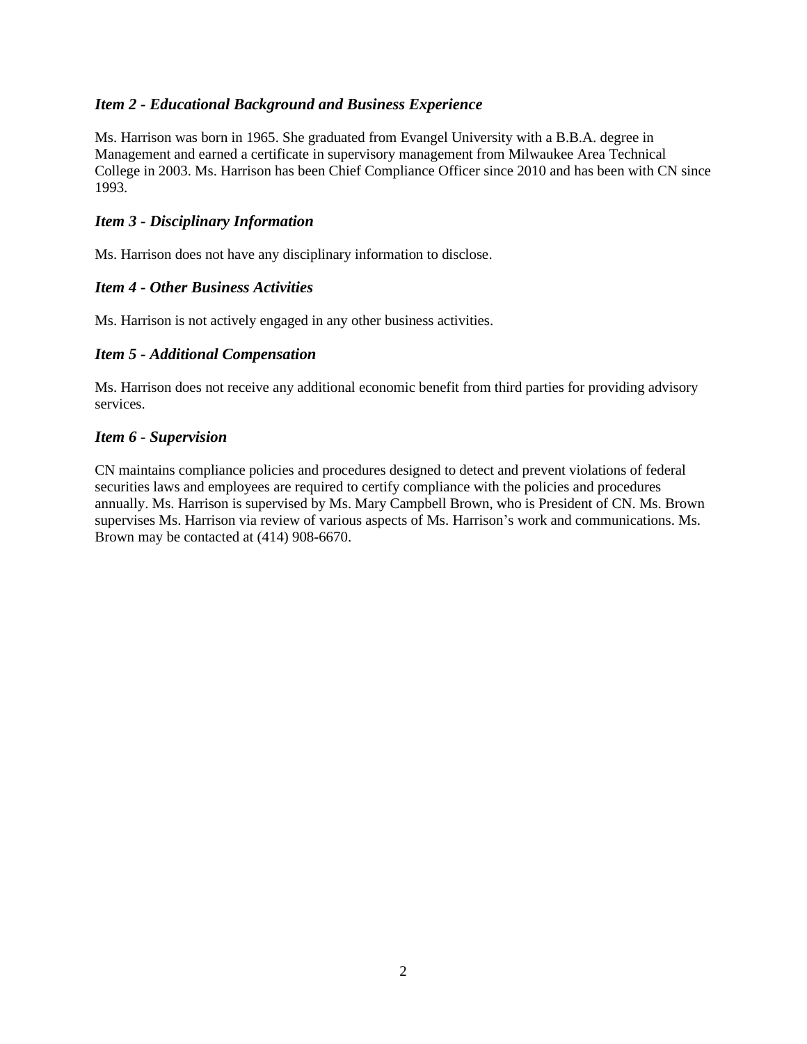### *Item 2 - Educational Background and Business Experience*

Ms. Harrison was born in 1965. She graduated from Evangel University with a B.B.A. degree in Management and earned a certificate in supervisory management from Milwaukee Area Technical College in 2003. Ms. Harrison has been Chief Compliance Officer since 2010 and has been with CN since 1993.

### *Item 3 - Disciplinary Information*

Ms. Harrison does not have any disciplinary information to disclose.

### *Item 4 - Other Business Activities*

Ms. Harrison is not actively engaged in any other business activities.

### *Item 5 - Additional Compensation*

Ms. Harrison does not receive any additional economic benefit from third parties for providing advisory services.

### *Item 6 - Supervision*

CN maintains compliance policies and procedures designed to detect and prevent violations of federal securities laws and employees are required to certify compliance with the policies and procedures annually. Ms. Harrison is supervised by Ms. Mary Campbell Brown, who is President of CN. Ms. Brown supervises Ms. Harrison via review of various aspects of Ms. Harrison's work and communications. Ms. Brown may be contacted at (414) 908-6670.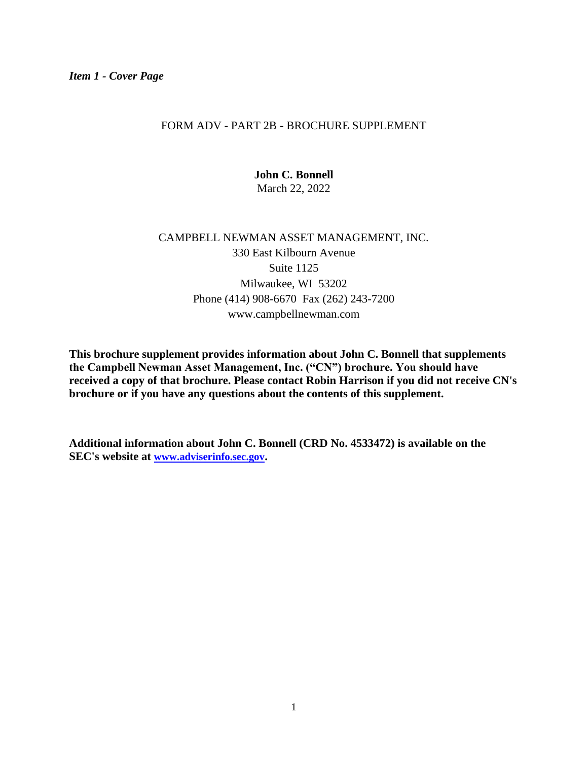*Item 1 - Cover Page*

FORM ADV - PART 2B - BROCHURE SUPPLEMENT

**John C. Bonnell**
March 22, 2022

CAMPBELL NEWMAN ASSET MANAGEMENT, INC.
330 East Kilbourn Avenue
Suite 1125
Milwaukee, WI 53202
Phone (414) 908-6670 Fax (262) 243-7200
www.campbellnewman.com

**This brochure supplement provides information about John C. Bonnell that supplements the Campbell Newman Asset Management, Inc. ("CN") brochure. You should have received a copy of that brochure. Please contact Robin Harrison if you did not receive CN's brochure or if you have any questions about the contents of this supplement.**

**Additional information about John C. Bonnell (CRD No. 4533472) is available on the SEC's website at www.adviserinfo.sec.gov.**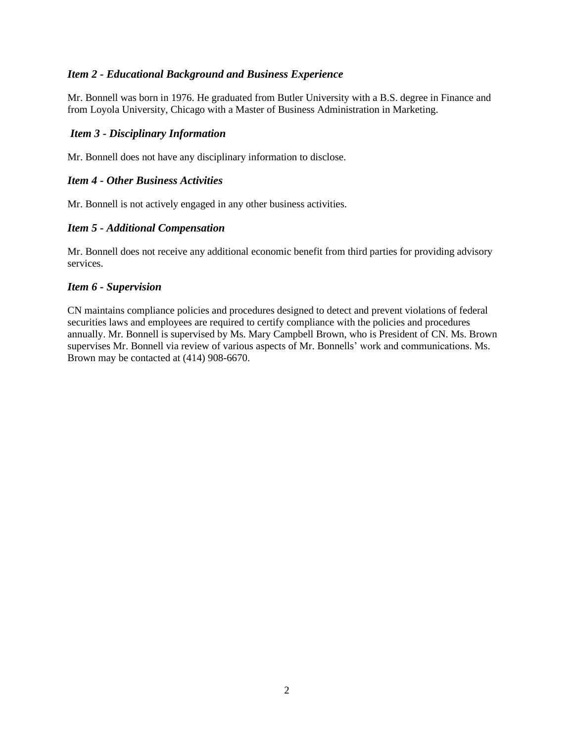### *Item 2 - Educational Background and Business Experience*

Mr. Bonnell was born in 1976. He graduated from Butler University with a B.S. degree in Finance and from Loyola University, Chicago with a Master of Business Administration in Marketing.

### *Item 3 - Disciplinary Information*

Mr. Bonnell does not have any disciplinary information to disclose.

### *Item 4 - Other Business Activities*

Mr. Bonnell is not actively engaged in any other business activities.

### *Item 5 - Additional Compensation*

Mr. Bonnell does not receive any additional economic benefit from third parties for providing advisory services.

### *Item 6 - Supervision*

CN maintains compliance policies and procedures designed to detect and prevent violations of federal securities laws and employees are required to certify compliance with the policies and procedures annually. Mr. Bonnell is supervised by Ms. Mary Campbell Brown, who is President of CN. Ms. Brown supervises Mr. Bonnell via review of various aspects of Mr. Bonnells' work and communications. Ms. Brown may be contacted at (414) 908-6670.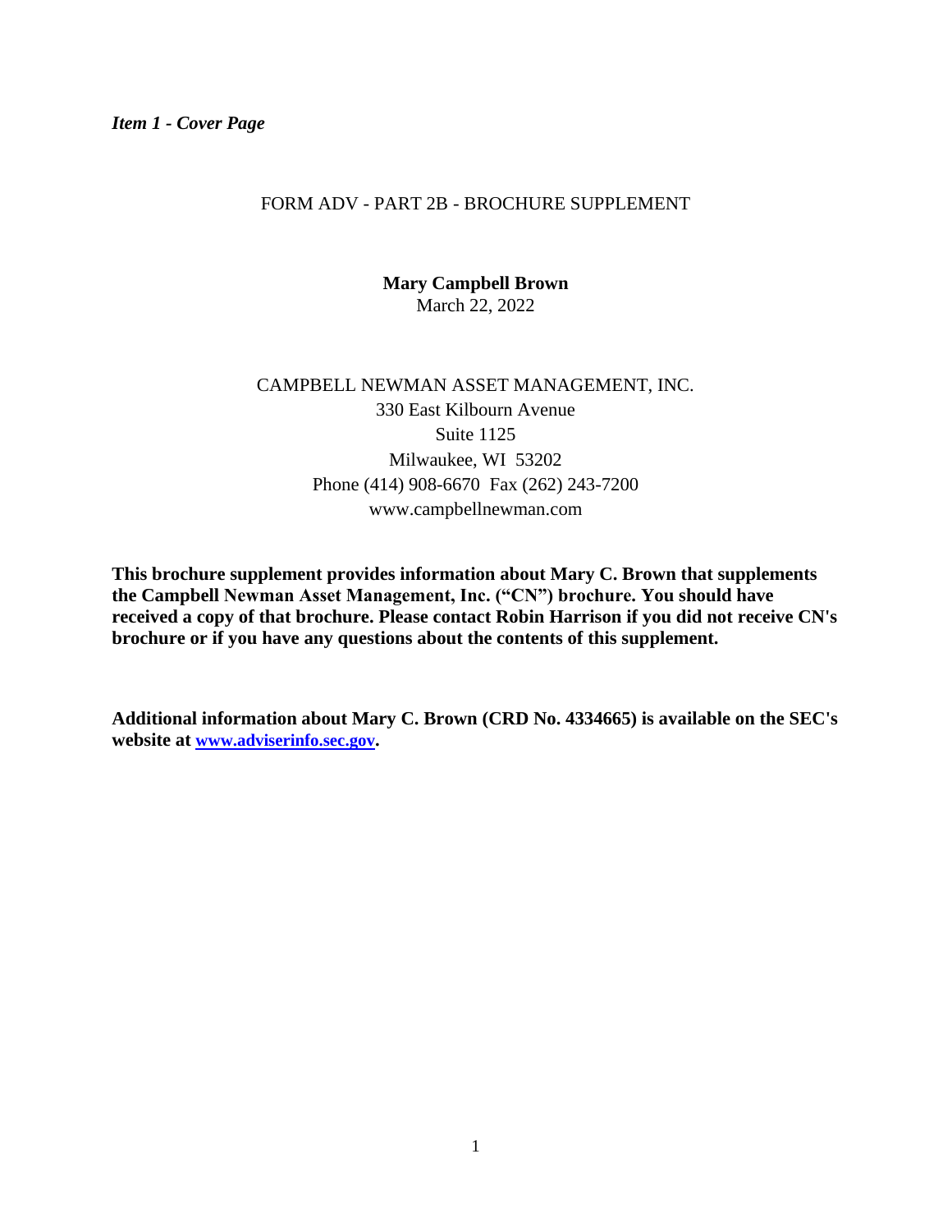*Item 1 - Cover Page*

FORM ADV - PART 2B - BROCHURE SUPPLEMENT

**Mary Campbell Brown**
March 22, 2022

CAMPBELL NEWMAN ASSET MANAGEMENT, INC.
330 East Kilbourn Avenue
Suite 1125
Milwaukee, WI 53202
Phone (414) 908-6670 Fax (262) 243-7200
www.campbellnewman.com

**This brochure supplement provides information about Mary C. Brown that supplements the Campbell Newman Asset Management, Inc. ("CN") brochure. You should have received a copy of that brochure. Please contact Robin Harrison if you did not receive CN's brochure or if you have any questions about the contents of this supplement.**

**Additional information about Mary C. Brown (CRD No. 4334665) is available on the SEC's website at www.adviserinfo.sec.gov.**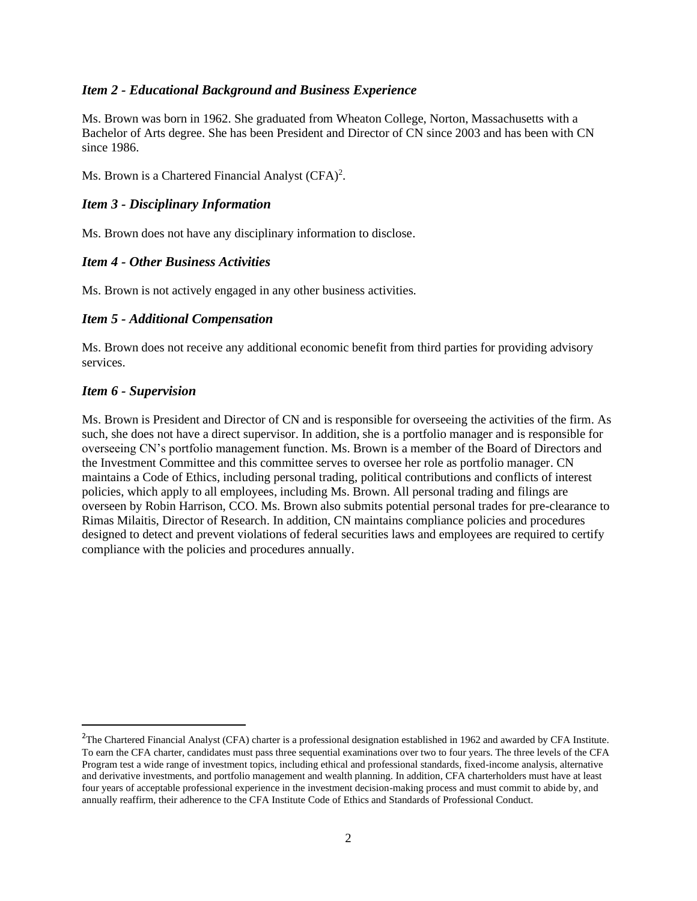### *Item 2 - Educational Background and Business Experience*

Ms. Brown was born in 1962. She graduated from Wheaton College, Norton, Massachusetts with a Bachelor of Arts degree. She has been President and Director of CN since 2003 and has been with CN since 1986.

Ms. Brown is a Chartered Financial Analyst (CFA)[2].

### *Item 3 - Disciplinary Information*

Ms. Brown does not have any disciplinary information to disclose.

### *Item 4 - Other Business Activities*

Ms. Brown is not actively engaged in any other business activities.

### *Item 5 - Additional Compensation*

Ms. Brown does not receive any additional economic benefit from third parties for providing advisory services.

### *Item 6 - Supervision*

Ms. Brown is President and Director of CN and is responsible for overseeing the activities of the firm. As such, she does not have a direct supervisor. In addition, she is a portfolio manager and is responsible for overseeing CN's portfolio management function. Ms. Brown is a member of the Board of Directors and the Investment Committee and this committee serves to oversee her role as portfolio manager. CN maintains a Code of Ethics, including personal trading, political contributions and conflicts of interest policies, which apply to all employees, including Ms. Brown. All personal trading and filings are overseen by Robin Harrison, CCO. Ms. Brown also submits potential personal trades for pre-clearance to Rimas Milaitis, Director of Research. In addition, CN maintains compliance policies and procedures designed to detect and prevent violations of federal securities laws and employees are required to certify compliance with the policies and procedures annually.

---

[2] The Chartered Financial Analyst (CFA) charter is a professional designation established in 1962 and awarded by CFA Institute. To earn the CFA charter, candidates must pass three sequential examinations over two to four years. The three levels of the CFA Program test a wide range of investment topics, including ethical and professional standards, fixed-income analysis, alternative and derivative investments, and portfolio management and wealth planning. In addition, CFA charterholders must have at least four years of acceptable professional experience in the investment decision-making process and must commit to abide by, and annually reaffirm, their adherence to the CFA Institute Code of Ethics and Standards of Professional Conduct.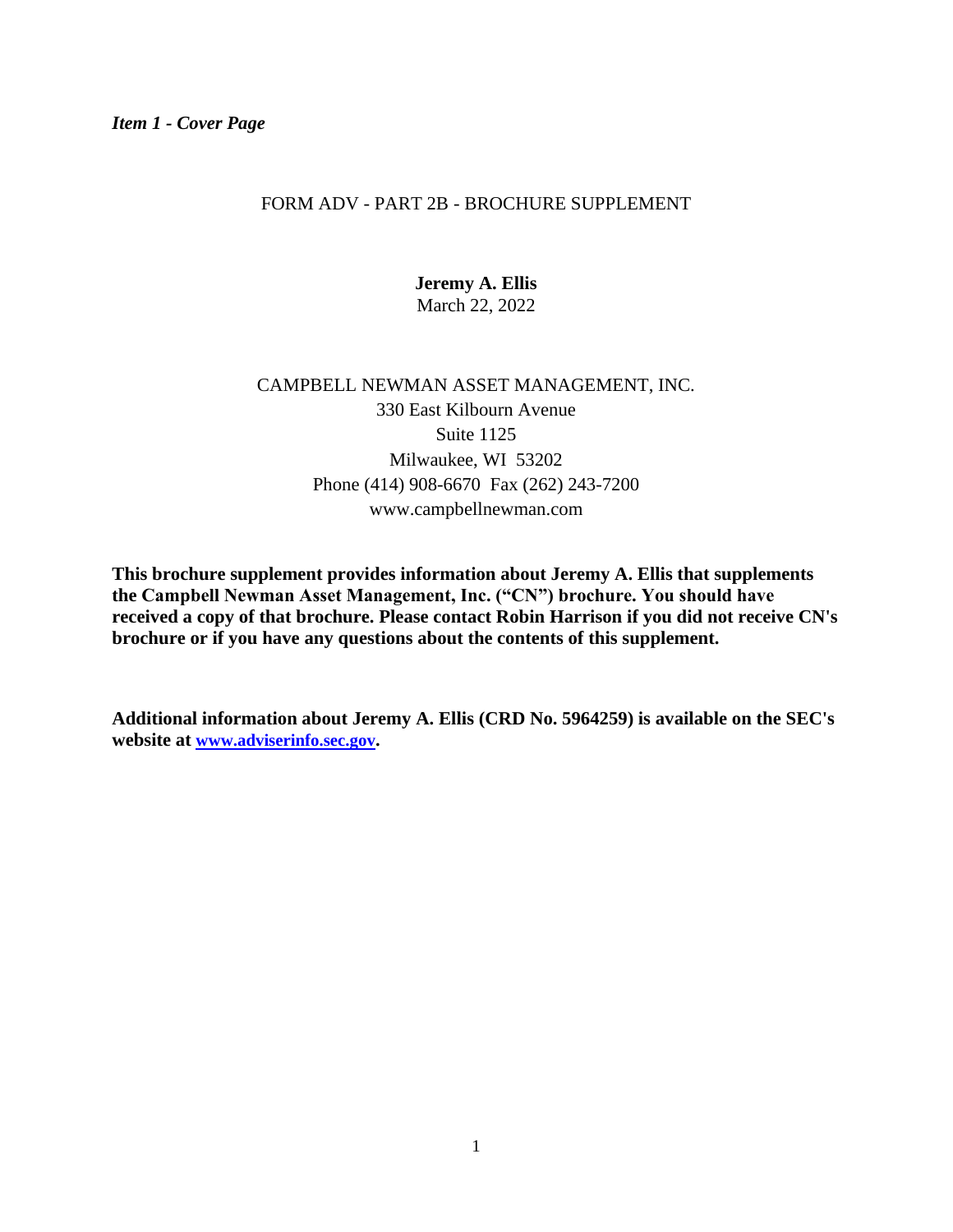*Item 1 - Cover Page*

FORM ADV - PART 2B - BROCHURE SUPPLEMENT

**Jeremy A. Ellis**
March 22, 2022

CAMPBELL NEWMAN ASSET MANAGEMENT, INC.
330 East Kilbourn Avenue
Suite 1125
Milwaukee, WI 53202
Phone (414) 908-6670 Fax (262) 243-7200
www.campbellnewman.com

**This brochure supplement provides information about Jeremy A. Ellis that supplements the Campbell Newman Asset Management, Inc. ("CN") brochure. You should have received a copy of that brochure. Please contact Robin Harrison if you did not receive CN's brochure or if you have any questions about the contents of this supplement.**

**Additional information about Jeremy A. Ellis (CRD No. 5964259) is available on the SEC's website at [www.adviserinfo.sec.gov](http://www.adviserinfo.sec.gov).**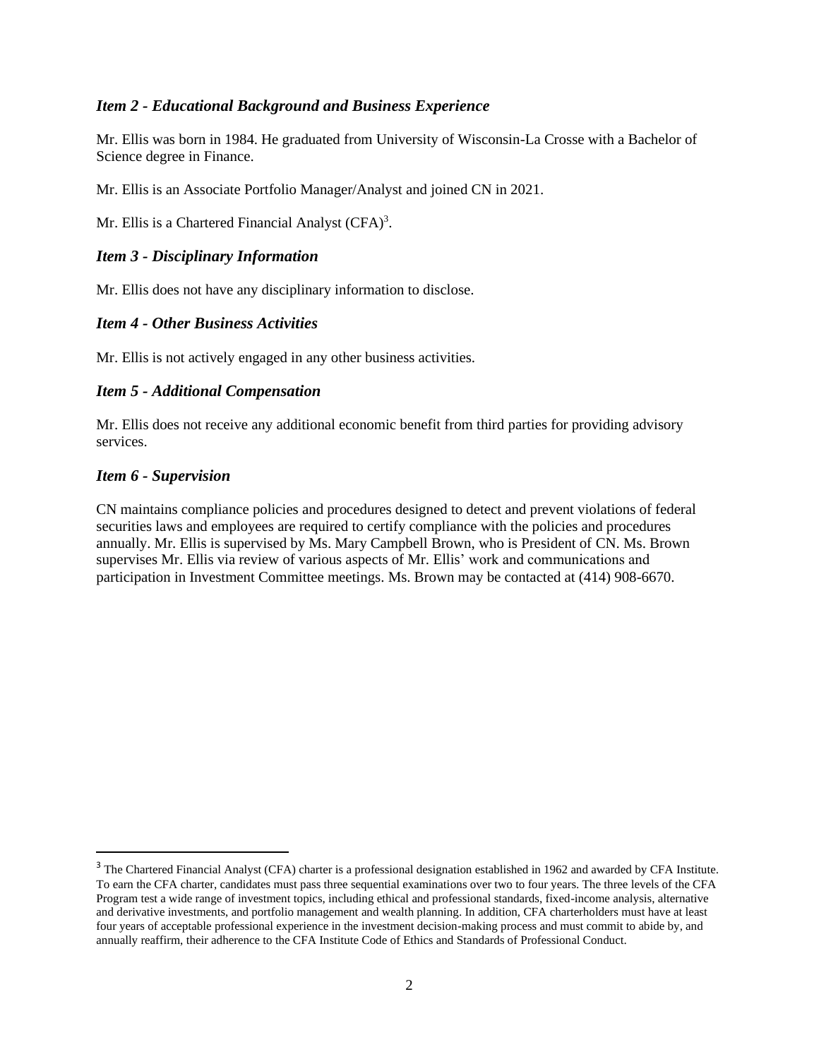### *Item 2 - Educational Background and Business Experience*

Mr. Ellis was born in 1984. He graduated from University of Wisconsin-La Crosse with a Bachelor of Science degree in Finance.

Mr. Ellis is an Associate Portfolio Manager/Analyst and joined CN in 2021.

Mr. Ellis is a Chartered Financial Analyst (CFA)[3].

### *Item 3 - Disciplinary Information*

Mr. Ellis does not have any disciplinary information to disclose.

### *Item 4 - Other Business Activities*

Mr. Ellis is not actively engaged in any other business activities.

### *Item 5 - Additional Compensation*

Mr. Ellis does not receive any additional economic benefit from third parties for providing advisory services.

### *Item 6 - Supervision*

CN maintains compliance policies and procedures designed to detect and prevent violations of federal securities laws and employees are required to certify compliance with the policies and procedures annually. Mr. Ellis is supervised by Ms. Mary Campbell Brown, who is President of CN. Ms. Brown supervises Mr. Ellis via review of various aspects of Mr. Ellis' work and communications and participation in Investment Committee meetings. Ms. Brown may be contacted at (414) 908-6670.

---

[3] The Chartered Financial Analyst (CFA) charter is a professional designation established in 1962 and awarded by CFA Institute. To earn the CFA charter, candidates must pass three sequential examinations over two to four years. The three levels of the CFA Program test a wide range of investment topics, including ethical and professional standards, fixed-income analysis, alternative and derivative investments, and portfolio management and wealth planning. In addition, CFA charterholders must have at least four years of acceptable professional experience in the investment decision-making process and must commit to abide by, and annually reaffirm, their adherence to the CFA Institute Code of Ethics and Standards of Professional Conduct.